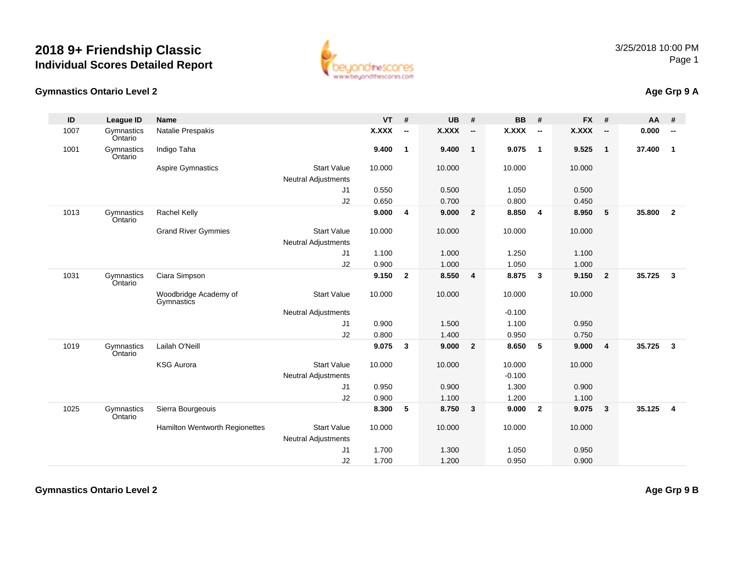# 2018 9+ Friendship Classic

## Individual Scores Detailed Report

3/25/2018 10:00 PM

### Gymnastics Ontario Level 2

**Age Grp 9 A**

| ID | League ID | Name | | VT | # | UB | # | BB | # | FX | # | AA | # |
|---|---|---|---|---|---|---|---|---|---|---|---|---|---|
| 1007 | Gymnastics Ontario | Natalie Prespakis | | **X.XXX** | **--** | **X.XXX** | **--** | **X.XXX** | **--** | **X.XXX** | **--** | **0.000** | **--** |
| 1001 | Gymnastics Ontario | Indigo Taha | | **9.400** | **1** | **9.400** | **1** | **9.075** | **1** | **9.525** | **1** | **37.400** | **1** |
| | | Aspire Gymnastics | Start Value | 10.000 | | 10.000 | | 10.000 | | 10.000 | | | |
| | | | Neutral Adjustments | | | | | | | | | | |
| | | | J1 | 0.550 | | 0.500 | | 1.050 | | 0.500 | | | |
| | | | J2 | 0.650 | | 0.700 | | 0.800 | | 0.450 | | | |
| 1013 | Gymnastics Ontario | Rachel Kelly | | **9.000** | **4** | **9.000** | **2** | **8.850** | **4** | **8.950** | **5** | **35.800** | **2** |
| | | Grand River Gymmies | Start Value | 10.000 | | 10.000 | | 10.000 | | 10.000 | | | |
| | | | Neutral Adjustments | | | | | | | | | | |
| | | | J1 | 1.100 | | 1.000 | | 1.250 | | 1.100 | | | |
| | | | J2 | 0.900 | | 1.000 | | 1.050 | | 1.000 | | | |
| 1031 | Gymnastics Ontario | Ciara Simpson | | **9.150** | **2** | **8.550** | **4** | **8.875** | **3** | **9.150** | **2** | **35.725** | **3** |
| | | Woodbridge Academy of Gymnastics | Start Value | 10.000 | | 10.000 | | 10.000 | | 10.000 | | | |
| | | | Neutral Adjustments | | | | | -0.100 | | | | | |
| | | | J1 | 0.900 | | 1.500 | | 1.100 | | 0.950 | | | |
| | | | J2 | 0.800 | | 1.400 | | 0.950 | | 0.750 | | | |
| 1019 | Gymnastics Ontario | Lailah O'Neill | | **9.075** | **3** | **9.000** | **2** | **8.650** | **5** | **9.000** | **4** | **35.725** | **3** |
| | | KSG Aurora | Start Value | 10.000 | | 10.000 | | 10.000 | | 10.000 | | | |
| | | | Neutral Adjustments | | | | | -0.100 | | | | | |
| | | | J1 | 0.950 | | 0.900 | | 1.300 | | 0.900 | | | |
| | | | J2 | 0.900 | | 1.100 | | 1.200 | | 1.100 | | | |
| 1025 | Gymnastics Ontario | Sierra Bourgeouis | | **8.300** | **5** | **8.750** | **3** | **9.000** | **2** | **9.075** | **3** | **35.125** | **4** |
| | | Hamilton Wentworth Regionettes | Start Value | 10.000 | | 10.000 | | 10.000 | | 10.000 | | | |
| | | | Neutral Adjustments | | | | | | | | | | |
| | | | J1 | 1.700 | | 1.300 | | 1.050 | | 0.950 | | | |
| | | | J2 | 1.700 | | 1.200 | | 0.950 | | 0.900 | | | |

### Gymnastics Ontario Level 2

**Age Grp 9 B**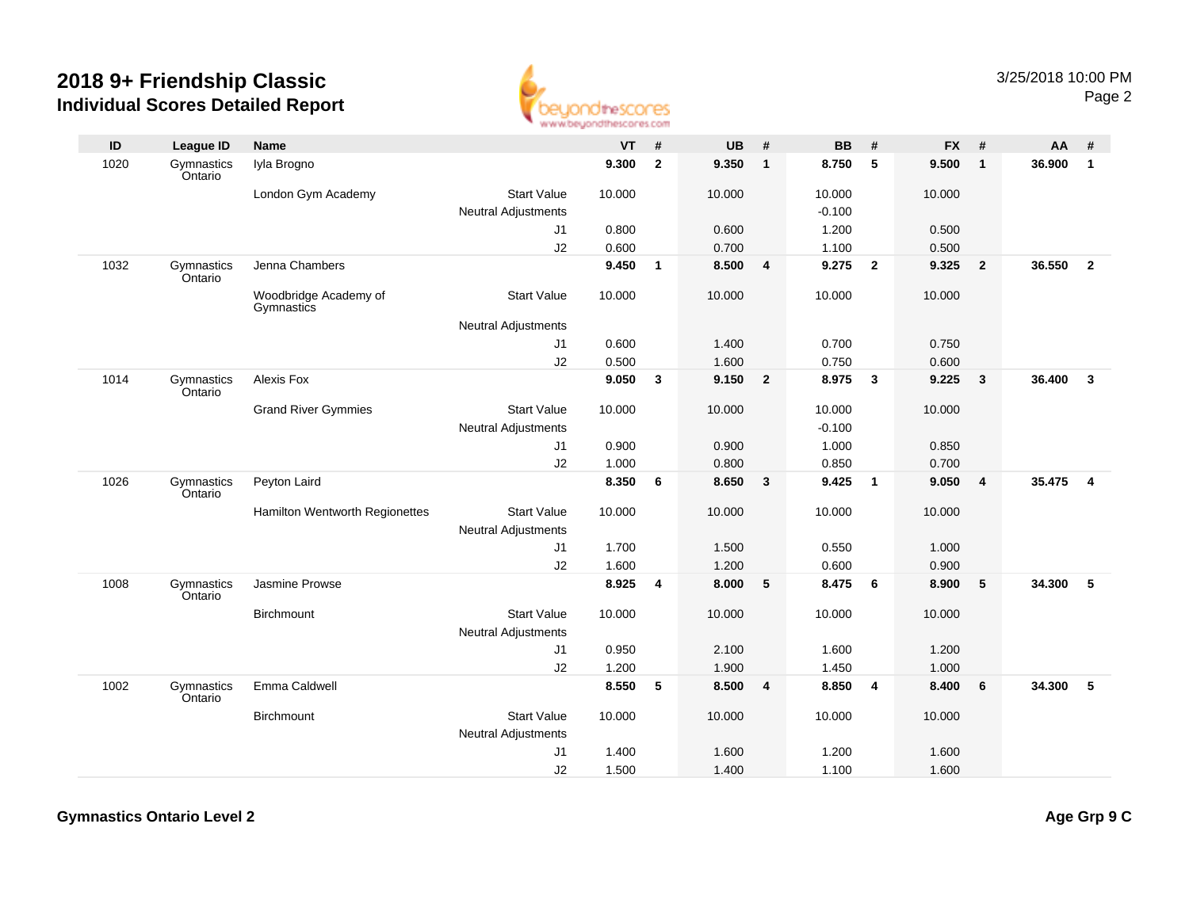# 2018 9+ Friendship Classic
## Individual Scores Detailed Report

3/25/2018 10:00 PM

| ID | League ID | Name | | VT | # | UB | # | BB | # | FX | # | AA | # |
|---|---|---|---|---|---|---|---|---|---|---|---|---|---|
| 1020 | Gymnastics Ontario | Iyla Brogno | | **9.300** | **2** | **9.350** | **1** | **8.750** | **5** | **9.500** | **1** | **36.900** | **1** |
| | | London Gym Academy | Start Value | 10.000 | | 10.000 | | 10.000 | | 10.000 | | | |
| | | | Neutral Adjustments | | | | | -0.100 | | | | | |
| | | | J1 | 0.800 | | 0.600 | | 1.200 | | 0.500 | | | |
| | | | J2 | 0.600 | | 0.700 | | 1.100 | | 0.500 | | | |
| 1032 | Gymnastics Ontario | Jenna Chambers | | **9.450** | **1** | **8.500** | **4** | **9.275** | **2** | **9.325** | **2** | **36.550** | **2** |
| | | Woodbridge Academy of Gymnastics | Start Value | 10.000 | | 10.000 | | 10.000 | | 10.000 | | | |
| | | | Neutral Adjustments | | | | | | | | | | |
| | | | J1 | 0.600 | | 1.400 | | 0.700 | | 0.750 | | | |
| | | | J2 | 0.500 | | 1.600 | | 0.750 | | 0.600 | | | |
| 1014 | Gymnastics Ontario | Alexis Fox | | **9.050** | **3** | **9.150** | **2** | **8.975** | **3** | **9.225** | **3** | **36.400** | **3** |
| | | Grand River Gymmies | Start Value | 10.000 | | 10.000 | | 10.000 | | 10.000 | | | |
| | | | Neutral Adjustments | | | | | -0.100 | | | | | |
| | | | J1 | 0.900 | | 0.900 | | 1.000 | | 0.850 | | | |
| | | | J2 | 1.000 | | 0.800 | | 0.850 | | 0.700 | | | |
| 1026 | Gymnastics Ontario | Peyton Laird | | **8.350** | **6** | **8.650** | **3** | **9.425** | **1** | **9.050** | **4** | **35.475** | **4** |
| | | Hamilton Wentworth Regionettes | Start Value | 10.000 | | 10.000 | | 10.000 | | 10.000 | | | |
| | | | Neutral Adjustments | | | | | | | | | | |
| | | | J1 | 1.700 | | 1.500 | | 0.550 | | 1.000 | | | |
| | | | J2 | 1.600 | | 1.200 | | 0.600 | | 0.900 | | | |
| 1008 | Gymnastics Ontario | Jasmine Prowse | | **8.925** | **4** | **8.000** | **5** | **8.475** | **6** | **8.900** | **5** | **34.300** | **5** |
| | | Birchmount | Start Value | 10.000 | | 10.000 | | 10.000 | | 10.000 | | | |
| | | | Neutral Adjustments | | | | | | | | | | |
| | | | J1 | 0.950 | | 2.100 | | 1.600 | | 1.200 | | | |
| | | | J2 | 1.200 | | 1.900 | | 1.450 | | 1.000 | | | |
| 1002 | Gymnastics Ontario | Emma Caldwell | | **8.550** | **5** | **8.500** | **4** | **8.850** | **4** | **8.400** | **6** | **34.300** | **5** |
| | | Birchmount | Start Value | 10.000 | | 10.000 | | 10.000 | | 10.000 | | | |
| | | | Neutral Adjustments | | | | | | | | | | |
| | | | J1 | 1.400 | | 1.600 | | 1.200 | | 1.600 | | | |
| | | | J2 | 1.500 | | 1.400 | | 1.100 | | 1.600 | | | |

**Gymnastics Ontario Level 2** **Age Grp 9 C**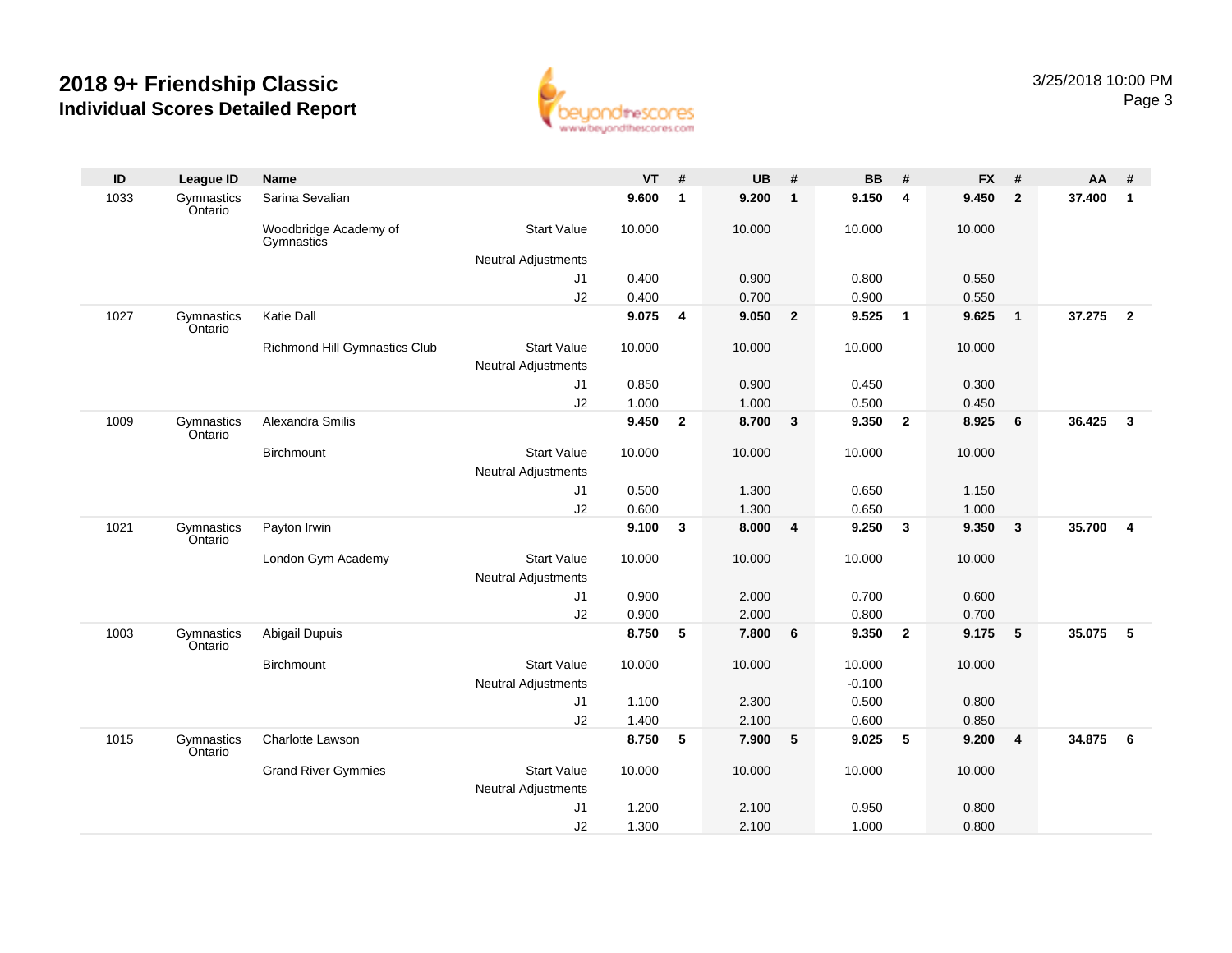# 2018 9+ Friendship Classic

## Individual Scores Detailed Report

3/25/2018 10:00 PM

| ID | League ID | Name | | VT | # | UB | # | BB | # | FX | # | AA | # |
|---|---|---|---|---|---|---|---|---|---|---|---|---|---|
| 1033 | Gymnastics Ontario | Sarina Sevalian | | **9.600** | **1** | **9.200** | **1** | **9.150** | **4** | **9.450** | **2** | **37.400** | **1** |
| | | Woodbridge Academy of Gymnastics | Start Value | 10.000 | | 10.000 | | 10.000 | | 10.000 | | | |
| | | | Neutral Adjustments | | | | | | | | | | |
| | | | J1 | 0.400 | | 0.900 | | 0.800 | | 0.550 | | | |
| | | | J2 | 0.400 | | 0.700 | | 0.900 | | 0.550 | | | |
| 1027 | Gymnastics Ontario | Katie Dall | | **9.075** | **4** | **9.050** | **2** | **9.525** | **1** | **9.625** | **1** | **37.275** | **2** |
| | | Richmond Hill Gymnastics Club | Start Value | 10.000 | | 10.000 | | 10.000 | | 10.000 | | | |
| | | | Neutral Adjustments | | | | | | | | | | |
| | | | J1 | 0.850 | | 0.900 | | 0.450 | | 0.300 | | | |
| | | | J2 | 1.000 | | 1.000 | | 0.500 | | 0.450 | | | |
| 1009 | Gymnastics Ontario | Alexandra Smilis | | **9.450** | **2** | **8.700** | **3** | **9.350** | **2** | **8.925** | **6** | **36.425** | **3** |
| | | Birchmount | Start Value | 10.000 | | 10.000 | | 10.000 | | 10.000 | | | |
| | | | Neutral Adjustments | | | | | | | | | | |
| | | | J1 | 0.500 | | 1.300 | | 0.650 | | 1.150 | | | |
| | | | J2 | 0.600 | | 1.300 | | 0.650 | | 1.000 | | | |
| 1021 | Gymnastics Ontario | Payton Irwin | | **9.100** | **3** | **8.000** | **4** | **9.250** | **3** | **9.350** | **3** | **35.700** | **4** |
| | | London Gym Academy | Start Value | 10.000 | | 10.000 | | 10.000 | | 10.000 | | | |
| | | | Neutral Adjustments | | | | | | | | | | |
| | | | J1 | 0.900 | | 2.000 | | 0.700 | | 0.600 | | | |
| | | | J2 | 0.900 | | 2.000 | | 0.800 | | 0.700 | | | |
| 1003 | Gymnastics Ontario | Abigail Dupuis | | **8.750** | **5** | **7.800** | **6** | **9.350** | **2** | **9.175** | **5** | **35.075** | **5** |
| | | Birchmount | Start Value | 10.000 | | 10.000 | | 10.000 | | 10.000 | | | |
| | | | Neutral Adjustments | | | | | -0.100 | | | | | |
| | | | J1 | 1.100 | | 2.300 | | 0.500 | | 0.800 | | | |
| | | | J2 | 1.400 | | 2.100 | | 0.600 | | 0.850 | | | |
| 1015 | Gymnastics Ontario | Charlotte Lawson | | **8.750** | **5** | **7.900** | **5** | **9.025** | **5** | **9.200** | **4** | **34.875** | **6** |
| | | Grand River Gymmies | Start Value | 10.000 | | 10.000 | | 10.000 | | 10.000 | | | |
| | | | Neutral Adjustments | | | | | | | | | | |
| | | | J1 | 1.200 | | 2.100 | | 0.950 | | 0.800 | | | |
| | | | J2 | 1.300 | | 2.100 | | 1.000 | | 0.800 | | | |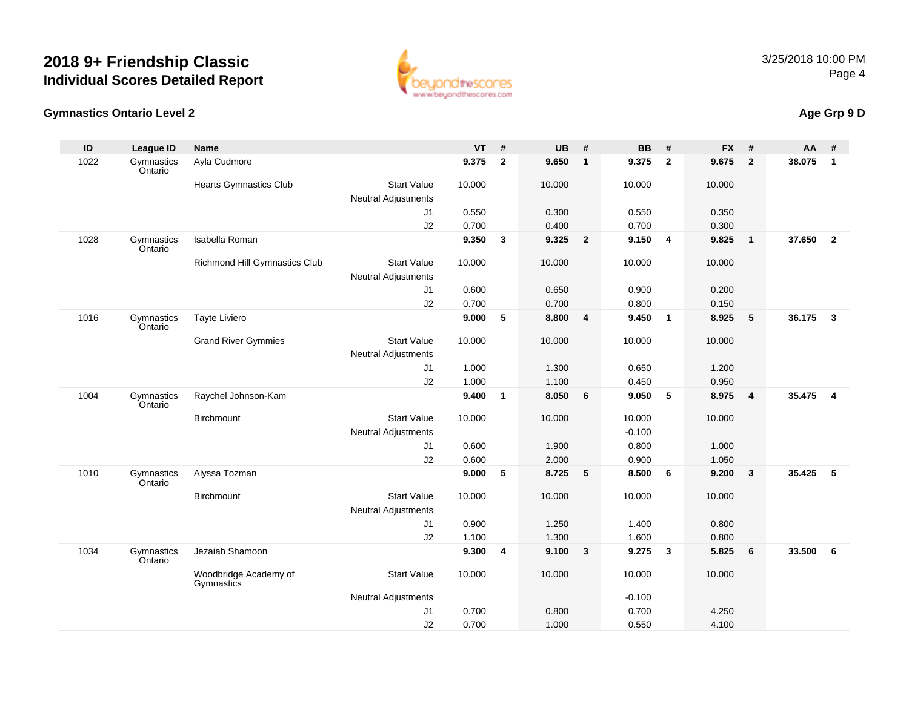# 2018 9+ Friendship Classic

## Individual Scores Detailed Report

3/25/2018 10:00 PM

### Gymnastics Ontario Level 2

### Age Grp 9 D

| ID | League ID | Name | | VT | # | UB | # | BB | # | FX | # | AA | # |
|---|---|---|---|---|---|---|---|---|---|---|---|---|---|
| 1022 | Gymnastics Ontario | Ayla Cudmore | | **9.375** | **2** | **9.650** | **1** | **9.375** | **2** | **9.675** | **2** | **38.075** | **1** |
| | | Hearts Gymnastics Club | Start Value | 10.000 | | 10.000 | | 10.000 | | 10.000 | | | |
| | | | Neutral Adjustments | | | | | | | | | | |
| | | | J1 | 0.550 | | 0.300 | | 0.550 | | 0.350 | | | |
| | | | J2 | 0.700 | | 0.400 | | 0.700 | | 0.300 | | | |
| 1028 | Gymnastics Ontario | Isabella Roman | | **9.350** | **3** | **9.325** | **2** | **9.150** | **4** | **9.825** | **1** | **37.650** | **2** |
| | | Richmond Hill Gymnastics Club | Start Value | 10.000 | | 10.000 | | 10.000 | | 10.000 | | | |
| | | | Neutral Adjustments | | | | | | | | | | |
| | | | J1 | 0.600 | | 0.650 | | 0.900 | | 0.200 | | | |
| | | | J2 | 0.700 | | 0.700 | | 0.800 | | 0.150 | | | |
| 1016 | Gymnastics Ontario | Tayte Liviero | | **9.000** | **5** | **8.800** | **4** | **9.450** | **1** | **8.925** | **5** | **36.175** | **3** |
| | | Grand River Gymmies | Start Value | 10.000 | | 10.000 | | 10.000 | | 10.000 | | | |
| | | | Neutral Adjustments | | | | | | | | | | |
| | | | J1 | 1.000 | | 1.300 | | 0.650 | | 1.200 | | | |
| | | | J2 | 1.000 | | 1.100 | | 0.450 | | 0.950 | | | |
| 1004 | Gymnastics Ontario | Raychel Johnson-Kam | | **9.400** | **1** | **8.050** | **6** | **9.050** | **5** | **8.975** | **4** | **35.475** | **4** |
| | | Birchmount | Start Value | 10.000 | | 10.000 | | 10.000 | | 10.000 | | | |
| | | | Neutral Adjustments | | | | | -0.100 | | | | | |
| | | | J1 | 0.600 | | 1.900 | | 0.800 | | 1.000 | | | |
| | | | J2 | 0.600 | | 2.000 | | 0.900 | | 1.050 | | | |
| 1010 | Gymnastics Ontario | Alyssa Tozman | | **9.000** | **5** | **8.725** | **5** | **8.500** | **6** | **9.200** | **3** | **35.425** | **5** |
| | | Birchmount | Start Value | 10.000 | | 10.000 | | 10.000 | | 10.000 | | | |
| | | | Neutral Adjustments | | | | | | | | | | |
| | | | J1 | 0.900 | | 1.250 | | 1.400 | | 0.800 | | | |
| | | | J2 | 1.100 | | 1.300 | | 1.600 | | 0.800 | | | |
| 1034 | Gymnastics Ontario | Jezaiah Shamoon | | **9.300** | **4** | **9.100** | **3** | **9.275** | **3** | **5.825** | **6** | **33.500** | **6** |
| | | Woodbridge Academy of Gymnastics | Start Value | 10.000 | | 10.000 | | 10.000 | | 10.000 | | | |
| | | | Neutral Adjustments | | | | | -0.100 | | | | | |
| | | | J1 | 0.700 | | 0.800 | | 0.700 | | 4.250 | | | |
| | | | J2 | 0.700 | | 1.000 | | 0.550 | | 4.100 | | | |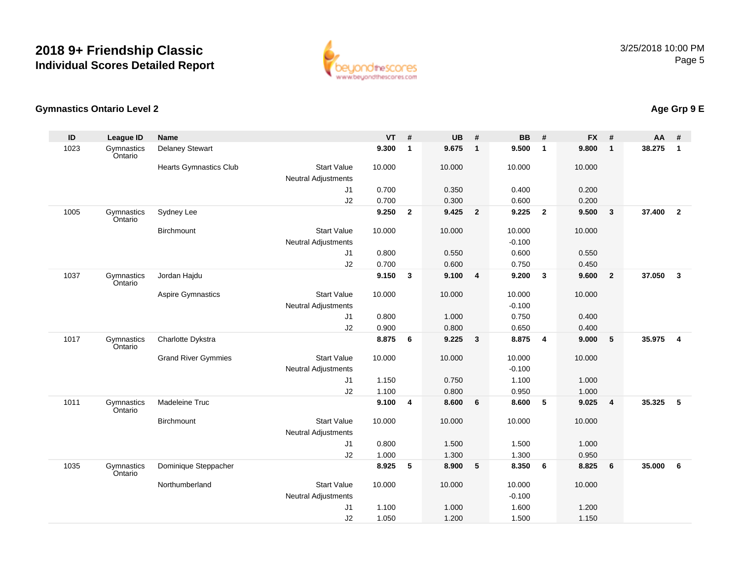# 2018 9+ Friendship Classic
## Individual Scores Detailed Report

### Gymnastics Ontario Level 2

### Age Grp 9 E

| ID | League ID | Name | | VT | # | UB | # | BB | # | FX | # | AA | # |
|---|---|---|---|---|---|---|---|---|---|---|---|---|---|
| 1023 | Gymnastics Ontario | Delaney Stewart | | **9.300** | **1** | **9.675** | **1** | **9.500** | **1** | **9.800** | **1** | **38.275** | **1** |
| | | Hearts Gymnastics Club | Start Value | 10.000 | | 10.000 | | 10.000 | | 10.000 | | | |
| | | | Neutral Adjustments | | | | | | | | | | |
| | | | J1 | 0.700 | | 0.350 | | 0.400 | | 0.200 | | | |
| | | | J2 | 0.700 | | 0.300 | | 0.600 | | 0.200 | | | |
| 1005 | Gymnastics Ontario | Sydney Lee | | **9.250** | **2** | **9.425** | **2** | **9.225** | **2** | **9.500** | **3** | **37.400** | **2** |
| | | Birchmount | Start Value | 10.000 | | 10.000 | | 10.000 | | 10.000 | | | |
| | | | Neutral Adjustments | | | | | -0.100 | | | | | |
| | | | J1 | 0.800 | | 0.550 | | 0.600 | | 0.550 | | | |
| | | | J2 | 0.700 | | 0.600 | | 0.750 | | 0.450 | | | |
| 1037 | Gymnastics Ontario | Jordan Hajdu | | **9.150** | **3** | **9.100** | **4** | **9.200** | **3** | **9.600** | **2** | **37.050** | **3** |
| | | Aspire Gymnastics | Start Value | 10.000 | | 10.000 | | 10.000 | | 10.000 | | | |
| | | | Neutral Adjustments | | | | | -0.100 | | | | | |
| | | | J1 | 0.800 | | 1.000 | | 0.750 | | 0.400 | | | |
| | | | J2 | 0.900 | | 0.800 | | 0.650 | | 0.400 | | | |
| 1017 | Gymnastics Ontario | Charlotte Dykstra | | **8.875** | **6** | **9.225** | **3** | **8.875** | **4** | **9.000** | **5** | **35.975** | **4** |
| | | Grand River Gymmies | Start Value | 10.000 | | 10.000 | | 10.000 | | 10.000 | | | |
| | | | Neutral Adjustments | | | | | -0.100 | | | | | |
| | | | J1 | 1.150 | | 0.750 | | 1.100 | | 1.000 | | | |
| | | | J2 | 1.100 | | 0.800 | | 0.950 | | 1.000 | | | |
| 1011 | Gymnastics Ontario | Madeleine Truc | | **9.100** | **4** | **8.600** | **6** | **8.600** | **5** | **9.025** | **4** | **35.325** | **5** |
| | | Birchmount | Start Value | 10.000 | | 10.000 | | 10.000 | | 10.000 | | | |
| | | | Neutral Adjustments | | | | | | | | | | |
| | | | J1 | 0.800 | | 1.500 | | 1.500 | | 1.000 | | | |
| | | | J2 | 1.000 | | 1.300 | | 1.300 | | 0.950 | | | |
| 1035 | Gymnastics Ontario | Dominique Steppacher | | **8.925** | **5** | **8.900** | **5** | **8.350** | **6** | **8.825** | **6** | **35.000** | **6** |
| | | Northumberland | Start Value | 10.000 | | 10.000 | | 10.000 | | 10.000 | | | |
| | | | Neutral Adjustments | | | | | -0.100 | | | | | |
| | | | J1 | 1.100 | | 1.000 | | 1.600 | | 1.200 | | | |
| | | | J2 | 1.050 | | 1.200 | | 1.500 | | 1.150 | | | |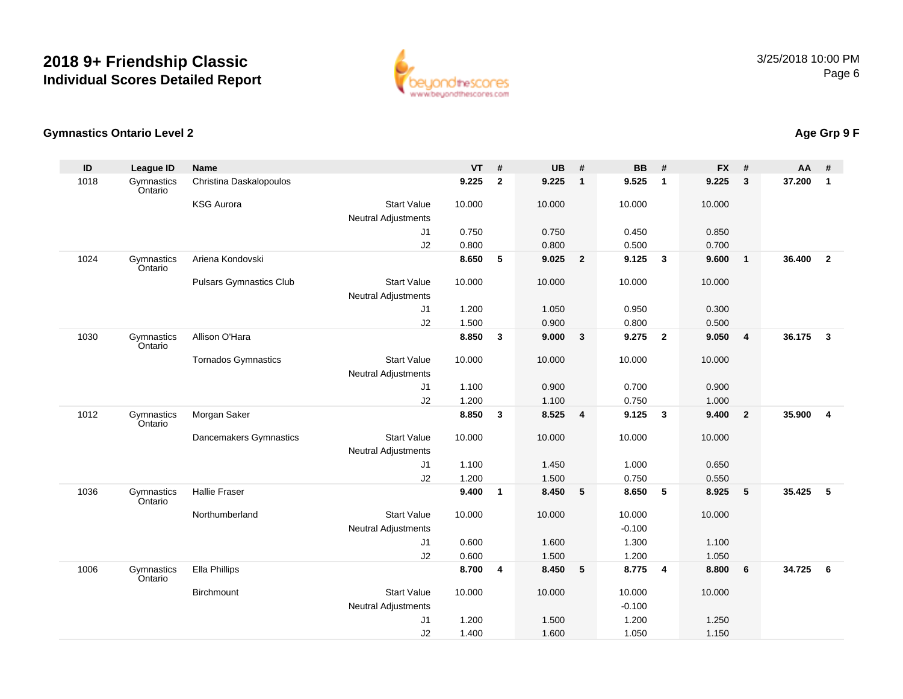# 2018 9+ Friendship Classic
## Individual Scores Detailed Report

3/25/2018 10:00 PM

### Gymnastics Ontario Level 2

**Age Grp 9 F**

| ID | League ID | Name | | VT | # | UB | # | BB | # | FX | # | AA | # |
|---|---|---|---|---|---|---|---|---|---|---|---|---|---|
| 1018 | Gymnastics Ontario | Christina Daskalopoulos | | **9.225** | **2** | **9.225** | **1** | **9.525** | **1** | **9.225** | **3** | **37.200** | **1** |
| | | KSG Aurora | Start Value | 10.000 | | 10.000 | | 10.000 | | 10.000 | | | |
| | | | Neutral Adjustments | | | | | | | | | | |
| | | | J1 | 0.750 | | 0.750 | | 0.450 | | 0.850 | | | |
| | | | J2 | 0.800 | | 0.800 | | 0.500 | | 0.700 | | | |
| 1024 | Gymnastics Ontario | Ariena Kondovski | | **8.650** | **5** | **9.025** | **2** | **9.125** | **3** | **9.600** | **1** | **36.400** | **2** |
| | | Pulsars Gymnastics Club | Start Value | 10.000 | | 10.000 | | 10.000 | | 10.000 | | | |
| | | | Neutral Adjustments | | | | | | | | | | |
| | | | J1 | 1.200 | | 1.050 | | 0.950 | | 0.300 | | | |
| | | | J2 | 1.500 | | 0.900 | | 0.800 | | 0.500 | | | |
| 1030 | Gymnastics Ontario | Allison O'Hara | | **8.850** | **3** | **9.000** | **3** | **9.275** | **2** | **9.050** | **4** | **36.175** | **3** |
| | | Tornados Gymnastics | Start Value | 10.000 | | 10.000 | | 10.000 | | 10.000 | | | |
| | | | Neutral Adjustments | | | | | | | | | | |
| | | | J1 | 1.100 | | 0.900 | | 0.700 | | 0.900 | | | |
| | | | J2 | 1.200 | | 1.100 | | 0.750 | | 1.000 | | | |
| 1012 | Gymnastics Ontario | Morgan Saker | | **8.850** | **3** | **8.525** | **4** | **9.125** | **3** | **9.400** | **2** | **35.900** | **4** |
| | | Dancemakers Gymnastics | Start Value | 10.000 | | 10.000 | | 10.000 | | 10.000 | | | |
| | | | Neutral Adjustments | | | | | | | | | | |
| | | | J1 | 1.100 | | 1.450 | | 1.000 | | 0.650 | | | |
| | | | J2 | 1.200 | | 1.500 | | 0.750 | | 0.550 | | | |
| 1036 | Gymnastics Ontario | Hallie Fraser | | **9.400** | **1** | **8.450** | **5** | **8.650** | **5** | **8.925** | **5** | **35.425** | **5** |
| | | Northumberland | Start Value | 10.000 | | 10.000 | | 10.000 | | 10.000 | | | |
| | | | Neutral Adjustments | | | | | -0.100 | | | | | |
| | | | J1 | 0.600 | | 1.600 | | 1.300 | | 1.100 | | | |
| | | | J2 | 0.600 | | 1.500 | | 1.200 | | 1.050 | | | |
| 1006 | Gymnastics Ontario | Ella Phillips | | **8.700** | **4** | **8.450** | **5** | **8.775** | **4** | **8.800** | **6** | **34.725** | **6** |
| | | Birchmount | Start Value | 10.000 | | 10.000 | | 10.000 | | 10.000 | | | |
| | | | Neutral Adjustments | | | | | -0.100 | | | | | |
| | | | J1 | 1.200 | | 1.500 | | 1.200 | | 1.250 | | | |
| | | | J2 | 1.400 | | 1.600 | | 1.050 | | 1.150 | | | |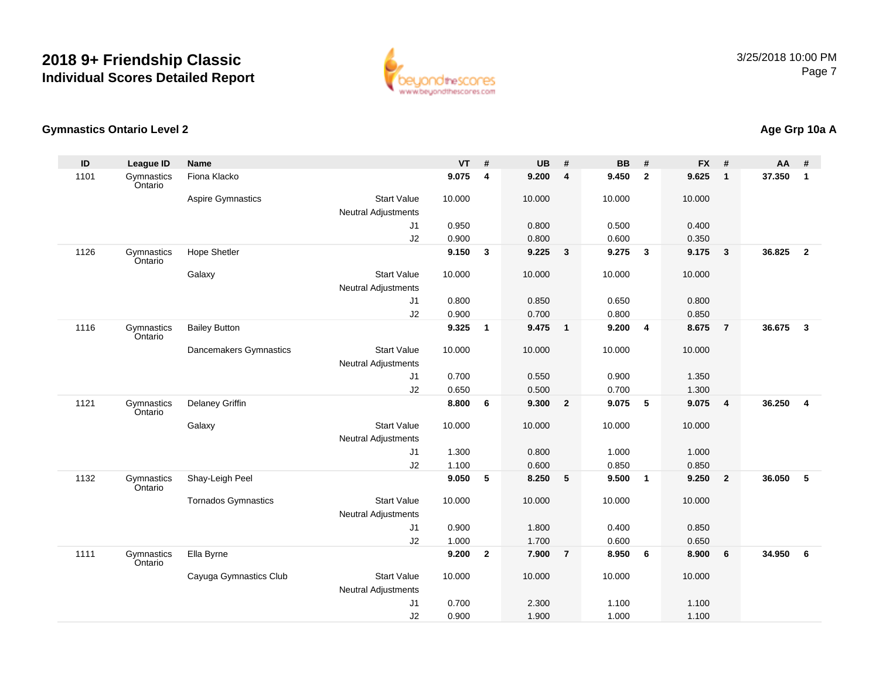# 2018 9+ Friendship Classic

## Individual Scores Detailed Report

3/25/2018 10:00 PM

### Gymnastics Ontario Level 2

### Age Grp 10a A

| ID | League ID | Name | | VT | # | UB | # | BB | # | FX | # | AA | # |
|---|---|---|---|---|---|---|---|---|---|---|---|---|---|
| 1101 | Gymnastics Ontario | Fiona Klacko | | 9.075 | 4 | 9.200 | 4 | 9.450 | 2 | 9.625 | 1 | 37.350 | 1 |
| | | Aspire Gymnastics | Start Value | 10.000 | | 10.000 | | 10.000 | | 10.000 | | | |
| | | | Neutral Adjustments | | | | | | | | | | |
| | | | J1 | 0.950 | | 0.800 | | 0.500 | | 0.400 | | | |
| | | | J2 | 0.900 | | 0.800 | | 0.600 | | 0.350 | | | |
| 1126 | Gymnastics Ontario | Hope Shetler | | 9.150 | 3 | 9.225 | 3 | 9.275 | 3 | 9.175 | 3 | 36.825 | 2 |
| | | Galaxy | Start Value | 10.000 | | 10.000 | | 10.000 | | 10.000 | | | |
| | | | Neutral Adjustments | | | | | | | | | | |
| | | | J1 | 0.800 | | 0.850 | | 0.650 | | 0.800 | | | |
| | | | J2 | 0.900 | | 0.700 | | 0.800 | | 0.850 | | | |
| 1116 | Gymnastics Ontario | Bailey Button | | 9.325 | 1 | 9.475 | 1 | 9.200 | 4 | 8.675 | 7 | 36.675 | 3 |
| | | Dancemakers Gymnastics | Start Value | 10.000 | | 10.000 | | 10.000 | | 10.000 | | | |
| | | | Neutral Adjustments | | | | | | | | | | |
| | | | J1 | 0.700 | | 0.550 | | 0.900 | | 1.350 | | | |
| | | | J2 | 0.650 | | 0.500 | | 0.700 | | 1.300 | | | |
| 1121 | Gymnastics Ontario | Delaney Griffin | | 8.800 | 6 | 9.300 | 2 | 9.075 | 5 | 9.075 | 4 | 36.250 | 4 |
| | | Galaxy | Start Value | 10.000 | | 10.000 | | 10.000 | | 10.000 | | | |
| | | | Neutral Adjustments | | | | | | | | | | |
| | | | J1 | 1.300 | | 0.800 | | 1.000 | | 1.000 | | | |
| | | | J2 | 1.100 | | 0.600 | | 0.850 | | 0.850 | | | |
| 1132 | Gymnastics Ontario | Shay-Leigh Peel | | 9.050 | 5 | 8.250 | 5 | 9.500 | 1 | 9.250 | 2 | 36.050 | 5 |
| | | Tornados Gymnastics | Start Value | 10.000 | | 10.000 | | 10.000 | | 10.000 | | | |
| | | | Neutral Adjustments | | | | | | | | | | |
| | | | J1 | 0.900 | | 1.800 | | 0.400 | | 0.850 | | | |
| | | | J2 | 1.000 | | 1.700 | | 0.600 | | 0.650 | | | |
| 1111 | Gymnastics Ontario | Ella Byrne | | 9.200 | 2 | 7.900 | 7 | 8.950 | 6 | 8.900 | 6 | 34.950 | 6 |
| | | Cayuga Gymnastics Club | Start Value | 10.000 | | 10.000 | | 10.000 | | 10.000 | | | |
| | | | Neutral Adjustments | | | | | | | | | | |
| | | | J1 | 0.700 | | 2.300 | | 1.100 | | 1.100 | | | |
| | | | J2 | 0.900 | | 1.900 | | 1.000 | | 1.100 | | | |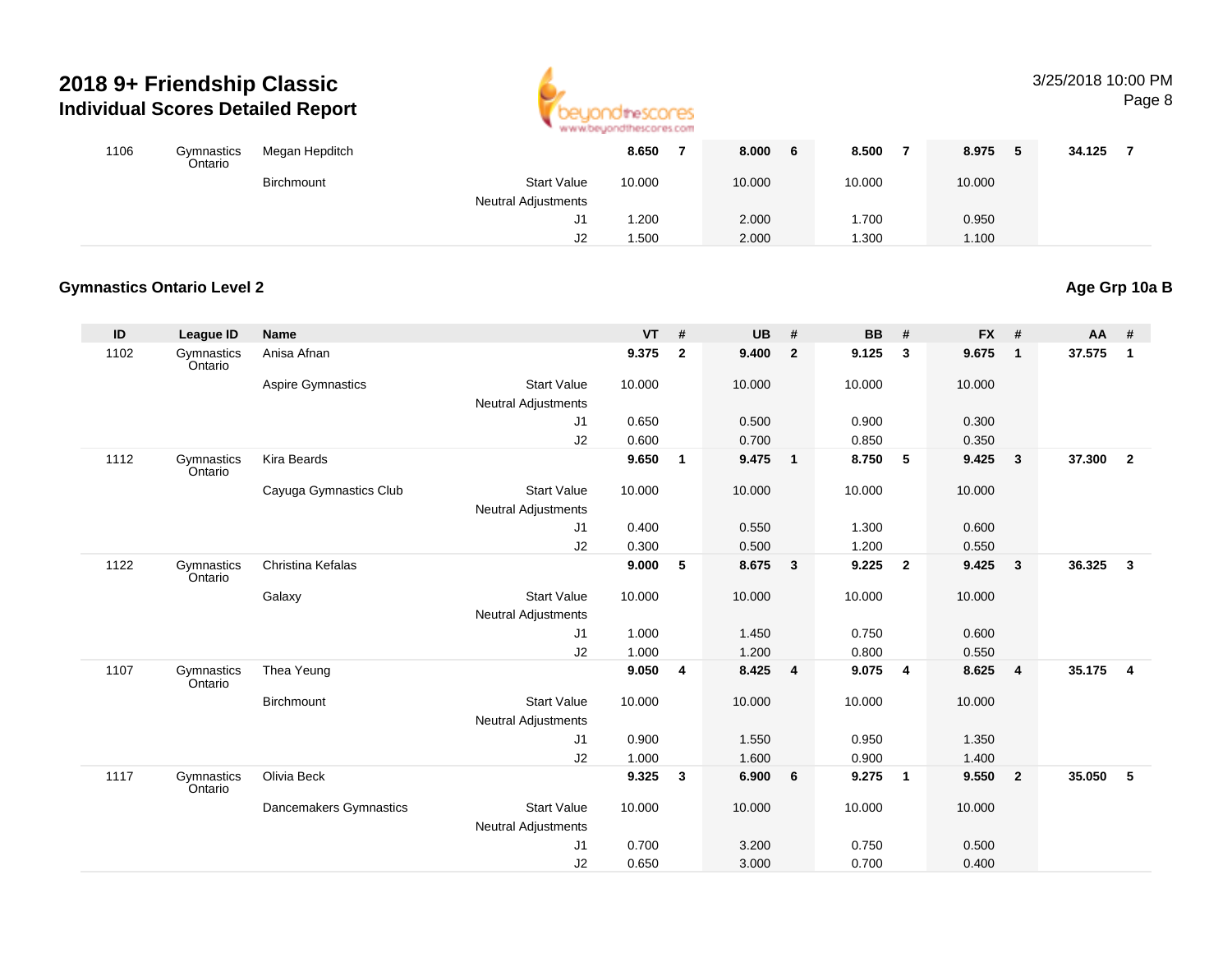# 2018 9+ Friendship Classic

## Individual Scores Detailed Report

| ID | League ID | Name | | VT | # | UB | # | BB | # | FX | # | AA | # |
|---|---|---|---|---|---|---|---|---|---|---|---|---|---|
| 1106 | Gymnastics Ontario | Megan Hepditch | | **8.650** | **7** | **8.000** | **6** | **8.500** | **7** | **8.975** | **5** | **34.125** | **7** |
| | | Birchmount | Start Value | 10.000 | | 10.000 | | 10.000 | | 10.000 | | | |
| | | | Neutral Adjustments | | | | | | | | | | |
| | | | J1 | 1.200 | | 2.000 | | 1.700 | | 0.950 | | | |
| | | | J2 | 1.500 | | 2.000 | | 1.300 | | 1.100 | | | |

### Gymnastics Ontario Level 2

**Age Grp 10a B**

| ID | League ID | Name | | VT | # | UB | # | BB | # | FX | # | AA | # |
|---|---|---|---|---|---|---|---|---|---|---|---|---|---|
| 1102 | Gymnastics Ontario | Anisa Afnan | | **9.375** | **2** | **9.400** | **2** | **9.125** | **3** | **9.675** | **1** | **37.575** | **1** |
| | | Aspire Gymnastics | Start Value | 10.000 | | 10.000 | | 10.000 | | 10.000 | | | |
| | | | Neutral Adjustments | | | | | | | | | | |
| | | | J1 | 0.650 | | 0.500 | | 0.900 | | 0.300 | | | |
| | | | J2 | 0.600 | | 0.700 | | 0.850 | | 0.350 | | | |
| 1112 | Gymnastics Ontario | Kira Beards | | **9.650** | **1** | **9.475** | **1** | **8.750** | **5** | **9.425** | **3** | **37.300** | **2** |
| | | Cayuga Gymnastics Club | Start Value | 10.000 | | 10.000 | | 10.000 | | 10.000 | | | |
| | | | Neutral Adjustments | | | | | | | | | | |
| | | | J1 | 0.400 | | 0.550 | | 1.300 | | 0.600 | | | |
| | | | J2 | 0.300 | | 0.500 | | 1.200 | | 0.550 | | | |
| 1122 | Gymnastics Ontario | Christina Kefalas | | **9.000** | **5** | **8.675** | **3** | **9.225** | **2** | **9.425** | **3** | **36.325** | **3** |
| | | Galaxy | Start Value | 10.000 | | 10.000 | | 10.000 | | 10.000 | | | |
| | | | Neutral Adjustments | | | | | | | | | | |
| | | | J1 | 1.000 | | 1.450 | | 0.750 | | 0.600 | | | |
| | | | J2 | 1.000 | | 1.200 | | 0.800 | | 0.550 | | | |
| 1107 | Gymnastics Ontario | Thea Yeung | | **9.050** | **4** | **8.425** | **4** | **9.075** | **4** | **8.625** | **4** | **35.175** | **4** |
| | | Birchmount | Start Value | 10.000 | | 10.000 | | 10.000 | | 10.000 | | | |
| | | | Neutral Adjustments | | | | | | | | | | |
| | | | J1 | 0.900 | | 1.550 | | 0.950 | | 1.350 | | | |
| | | | J2 | 1.000 | | 1.600 | | 0.900 | | 1.400 | | | |
| 1117 | Gymnastics Ontario | Olivia Beck | | **9.325** | **3** | **6.900** | **6** | **9.275** | **1** | **9.550** | **2** | **35.050** | **5** |
| | | Dancemakers Gymnastics | Start Value | 10.000 | | 10.000 | | 10.000 | | 10.000 | | | |
| | | | Neutral Adjustments | | | | | | | | | | |
| | | | J1 | 0.700 | | 3.200 | | 0.750 | | 0.500 | | | |
| | | | J2 | 0.650 | | 3.000 | | 0.700 | | 0.400 | | | |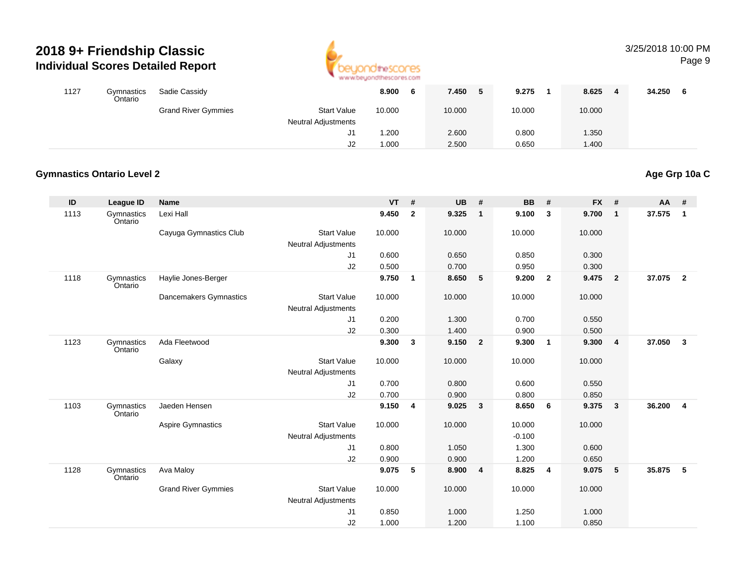# 2018 9+ Friendship Classic
## Individual Scores Detailed Report

| ID | League ID | Name | | VT | # | UB | # | BB | # | FX | # | AA | # |
|---|---|---|---|---|---|---|---|---|---|---|---|---|---|
| 1127 | Gymnastics Ontario | Sadie Cassidy | | **8.900** | **6** | **7.450** | **5** | **9.275** | **1** | **8.625** | **4** | **34.250** | **6** |
| | | Grand River Gymmies | Start Value | 10.000 | | 10.000 | | 10.000 | | 10.000 | | | |
| | | | Neutral Adjustments | | | | | | | | | | |
| | | | J1 | 1.200 | | 2.600 | | 0.800 | | 1.350 | | | |
| | | | J2 | 1.000 | | 2.500 | | 0.650 | | 1.400 | | | |

### Gymnastics Ontario Level 2

**Age Grp 10a C**

| ID | League ID | Name | | VT | # | UB | # | BB | # | FX | # | AA | # |
|---|---|---|---|---|---|---|---|---|---|---|---|---|---|
| 1113 | Gymnastics Ontario | Lexi Hall | | **9.450** | **2** | **9.325** | **1** | **9.100** | **3** | **9.700** | **1** | **37.575** | **1** |
| | | Cayuga Gymnastics Club | Start Value | 10.000 | | 10.000 | | 10.000 | | 10.000 | | | |
| | | | Neutral Adjustments | | | | | | | | | | |
| | | | J1 | 0.600 | | 0.650 | | 0.850 | | 0.300 | | | |
| | | | J2 | 0.500 | | 0.700 | | 0.950 | | 0.300 | | | |
| 1118 | Gymnastics Ontario | Haylie Jones-Berger | | **9.750** | **1** | **8.650** | **5** | **9.200** | **2** | **9.475** | **2** | **37.075** | **2** |
| | | Dancemakers Gymnastics | Start Value | 10.000 | | 10.000 | | 10.000 | | 10.000 | | | |
| | | | Neutral Adjustments | | | | | | | | | | |
| | | | J1 | 0.200 | | 1.300 | | 0.700 | | 0.550 | | | |
| | | | J2 | 0.300 | | 1.400 | | 0.900 | | 0.500 | | | |
| 1123 | Gymnastics Ontario | Ada Fleetwood | | **9.300** | **3** | **9.150** | **2** | **9.300** | **1** | **9.300** | **4** | **37.050** | **3** |
| | | Galaxy | Start Value | 10.000 | | 10.000 | | 10.000 | | 10.000 | | | |
| | | | Neutral Adjustments | | | | | | | | | | |
| | | | J1 | 0.700 | | 0.800 | | 0.600 | | 0.550 | | | |
| | | | J2 | 0.700 | | 0.900 | | 0.800 | | 0.850 | | | |
| 1103 | Gymnastics Ontario | Jaeden Hensen | | **9.150** | **4** | **9.025** | **3** | **8.650** | **6** | **9.375** | **3** | **36.200** | **4** |
| | | Aspire Gymnastics | Start Value | 10.000 | | 10.000 | | 10.000 | | 10.000 | | | |
| | | | Neutral Adjustments | | | | | -0.100 | | | | | |
| | | | J1 | 0.800 | | 1.050 | | 1.300 | | 0.600 | | | |
| | | | J2 | 0.900 | | 0.900 | | 1.200 | | 0.650 | | | |
| 1128 | Gymnastics Ontario | Ava Maloy | | **9.075** | **5** | **8.900** | **4** | **8.825** | **4** | **9.075** | **5** | **35.875** | **5** |
| | | Grand River Gymmies | Start Value | 10.000 | | 10.000 | | 10.000 | | 10.000 | | | |
| | | | Neutral Adjustments | | | | | | | | | | |
| | | | J1 | 0.850 | | 1.000 | | 1.250 | | 1.000 | | | |
| | | | J2 | 1.000 | | 1.200 | | 1.100 | | 0.850 | | | |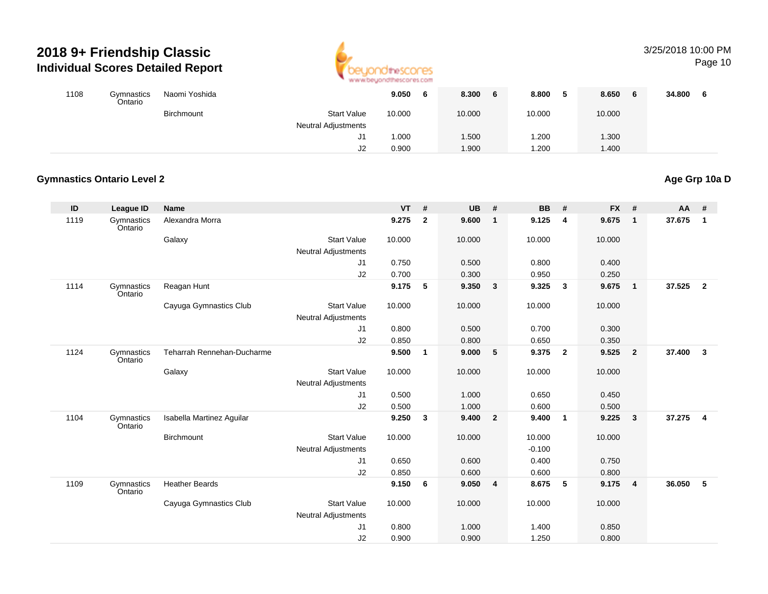# 2018 9+ Friendship Classic
## Individual Scores Detailed Report

| ID | League ID | Name | | VT | # | UB | # | BB | # | FX | # | AA | # |
|---|---|---|---|---|---|---|---|---|---|---|---|---|---|
| 1108 | Gymnastics Ontario | Naomi Yoshida | | 9.050 | 6 | 8.300 | 6 | 8.800 | 5 | 8.650 | 6 | 34.800 | 6 |
| | | Birchmount | Start Value | 10.000 | | 10.000 | | 10.000 | | 10.000 | | | |
| | | | Neutral Adjustments | | | | | | | | | | |
| | | | J1 | 1.000 | | 1.500 | | 1.200 | | 1.300 | | | |
| | | | J2 | 0.900 | | 1.900 | | 1.200 | | 1.400 | | | |

### Gymnastics Ontario Level 2

**Age Grp 10a D**

| ID | League ID | Name | | VT | # | UB | # | BB | # | FX | # | AA | # |
|---|---|---|---|---|---|---|---|---|---|---|---|---|---|
| 1119 | Gymnastics Ontario | Alexandra Morra | | 9.275 | 2 | 9.600 | 1 | 9.125 | 4 | 9.675 | 1 | 37.675 | 1 |
| | | Galaxy | Start Value | 10.000 | | 10.000 | | 10.000 | | 10.000 | | | |
| | | | Neutral Adjustments | | | | | | | | | | |
| | | | J1 | 0.750 | | 0.500 | | 0.800 | | 0.400 | | | |
| | | | J2 | 0.700 | | 0.300 | | 0.950 | | 0.250 | | | |
| 1114 | Gymnastics Ontario | Reagan Hunt | | 9.175 | 5 | 9.350 | 3 | 9.325 | 3 | 9.675 | 1 | 37.525 | 2 |
| | | Cayuga Gymnastics Club | Start Value | 10.000 | | 10.000 | | 10.000 | | 10.000 | | | |
| | | | Neutral Adjustments | | | | | | | | | | |
| | | | J1 | 0.800 | | 0.500 | | 0.700 | | 0.300 | | | |
| | | | J2 | 0.850 | | 0.800 | | 0.650 | | 0.350 | | | |
| 1124 | Gymnastics Ontario | Teharrah Rennehan-Ducharme | | 9.500 | 1 | 9.000 | 5 | 9.375 | 2 | 9.525 | 2 | 37.400 | 3 |
| | | Galaxy | Start Value | 10.000 | | 10.000 | | 10.000 | | 10.000 | | | |
| | | | Neutral Adjustments | | | | | | | | | | |
| | | | J1 | 0.500 | | 1.000 | | 0.650 | | 0.450 | | | |
| | | | J2 | 0.500 | | 1.000 | | 0.600 | | 0.500 | | | |
| 1104 | Gymnastics Ontario | Isabella Martinez Aguilar | | 9.250 | 3 | 9.400 | 2 | 9.400 | 1 | 9.225 | 3 | 37.275 | 4 |
| | | Birchmount | Start Value | 10.000 | | 10.000 | | 10.000 | | 10.000 | | | |
| | | | Neutral Adjustments | | | | | -0.100 | | | | | |
| | | | J1 | 0.650 | | 0.600 | | 0.400 | | 0.750 | | | |
| | | | J2 | 0.850 | | 0.600 | | 0.600 | | 0.800 | | | |
| 1109 | Gymnastics Ontario | Heather Beards | | 9.150 | 6 | 9.050 | 4 | 8.675 | 5 | 9.175 | 4 | 36.050 | 5 |
| | | Cayuga Gymnastics Club | Start Value | 10.000 | | 10.000 | | 10.000 | | 10.000 | | | |
| | | | Neutral Adjustments | | | | | | | | | | |
| | | | J1 | 0.800 | | 1.000 | | 1.400 | | 0.850 | | | |
| | | | J2 | 0.900 | | 0.900 | | 1.250 | | 0.800 | | | |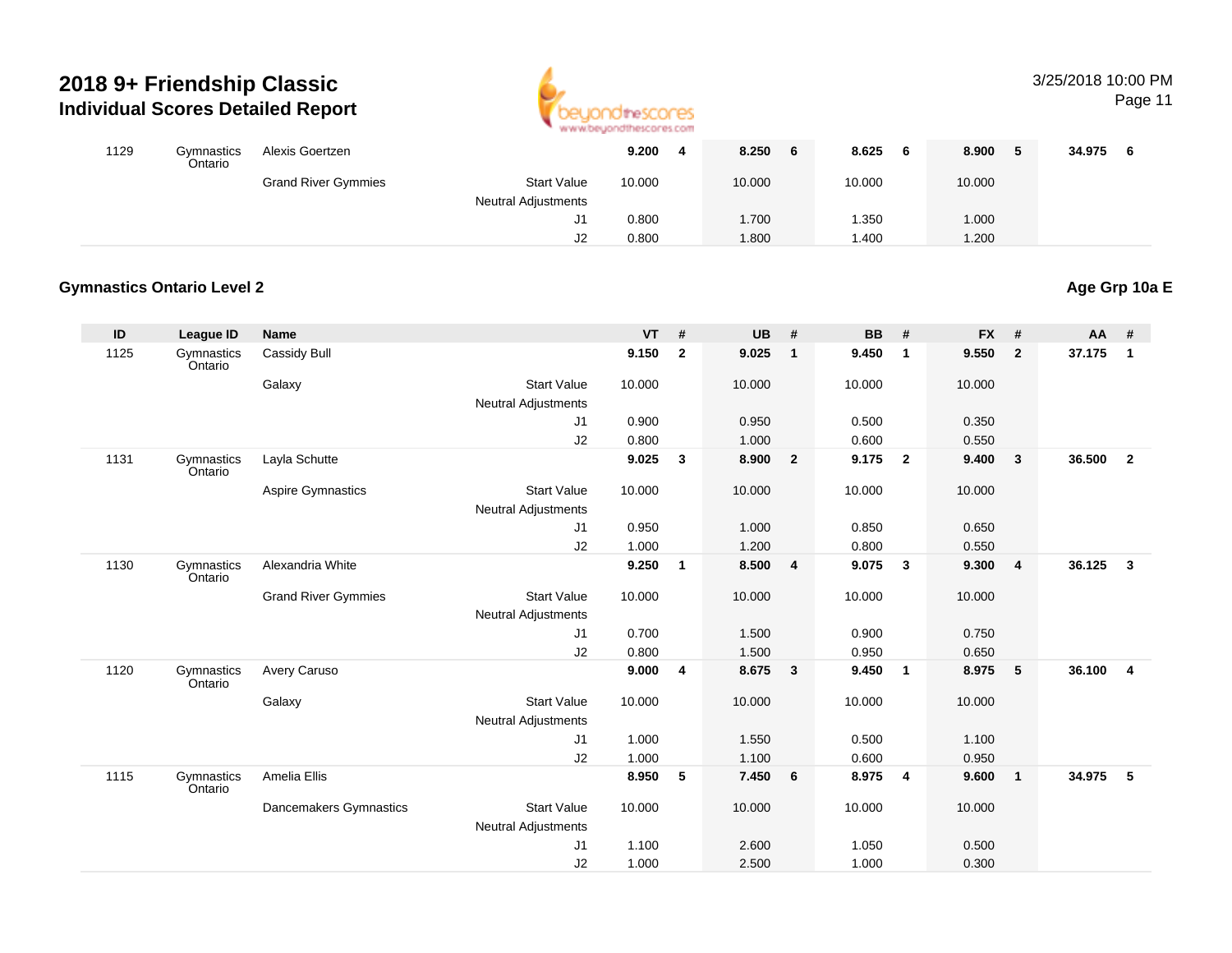## 2018 9+ Friendship Classic
### Individual Scores Detailed Report

| ID | League ID | Name | | VT | # | UB | # | BB | # | FX | # | AA | # |
|---|---|---|---|---|---|---|---|---|---|---|---|---|---|
| 1129 | Gymnastics Ontario | Alexis Goertzen | | **9.200** | **4** | **8.250** | **6** | **8.625** | **6** | **8.900** | **5** | **34.975** | **6** |
| | | Grand River Gymmies | Start Value | 10.000 | | 10.000 | | 10.000 | | 10.000 | | | |
| | | | Neutral Adjustments | | | | | | | | | | |
| | | | J1 | 0.800 | | 1.700 | | 1.350 | | 1.000 | | | |
| | | | J2 | 0.800 | | 1.800 | | 1.400 | | 1.200 | | | |

### Gymnastics Ontario Level 2

**Age Grp 10a E**

| ID | League ID | Name | | VT | # | UB | # | BB | # | FX | # | AA | # |
|---|---|---|---|---|---|---|---|---|---|---|---|---|---|
| 1125 | Gymnastics Ontario | Cassidy Bull | | **9.150** | **2** | **9.025** | **1** | **9.450** | **1** | **9.550** | **2** | **37.175** | **1** |
| | | Galaxy | Start Value | 10.000 | | 10.000 | | 10.000 | | 10.000 | | | |
| | | | Neutral Adjustments | | | | | | | | | | |
| | | | J1 | 0.900 | | 0.950 | | 0.500 | | 0.350 | | | |
| | | | J2 | 0.800 | | 1.000 | | 0.600 | | 0.550 | | | |
| 1131 | Gymnastics Ontario | Layla Schutte | | **9.025** | **3** | **8.900** | **2** | **9.175** | **2** | **9.400** | **3** | **36.500** | **2** |
| | | Aspire Gymnastics | Start Value | 10.000 | | 10.000 | | 10.000 | | 10.000 | | | |
| | | | Neutral Adjustments | | | | | | | | | | |
| | | | J1 | 0.950 | | 1.000 | | 0.850 | | 0.650 | | | |
| | | | J2 | 1.000 | | 1.200 | | 0.800 | | 0.550 | | | |
| 1130 | Gymnastics Ontario | Alexandria White | | **9.250** | **1** | **8.500** | **4** | **9.075** | **3** | **9.300** | **4** | **36.125** | **3** |
| | | Grand River Gymmies | Start Value | 10.000 | | 10.000 | | 10.000 | | 10.000 | | | |
| | | | Neutral Adjustments | | | | | | | | | | |
| | | | J1 | 0.700 | | 1.500 | | 0.900 | | 0.750 | | | |
| | | | J2 | 0.800 | | 1.500 | | 0.950 | | 0.650 | | | |
| 1120 | Gymnastics Ontario | Avery Caruso | | **9.000** | **4** | **8.675** | **3** | **9.450** | **1** | **8.975** | **5** | **36.100** | **4** |
| | | Galaxy | Start Value | 10.000 | | 10.000 | | 10.000 | | 10.000 | | | |
| | | | Neutral Adjustments | | | | | | | | | | |
| | | | J1 | 1.000 | | 1.550 | | 0.500 | | 1.100 | | | |
| | | | J2 | 1.000 | | 1.100 | | 0.600 | | 0.950 | | | |
| 1115 | Gymnastics Ontario | Amelia Ellis | | **8.950** | **5** | **7.450** | **6** | **8.975** | **4** | **9.600** | **1** | **34.975** | **5** |
| | | Dancemakers Gymnastics | Start Value | 10.000 | | 10.000 | | 10.000 | | 10.000 | | | |
| | | | Neutral Adjustments | | | | | | | | | | |
| | | | J1 | 1.100 | | 2.600 | | 1.050 | | 0.500 | | | |
| | | | J2 | 1.000 | | 2.500 | | 1.000 | | 0.300 | | | |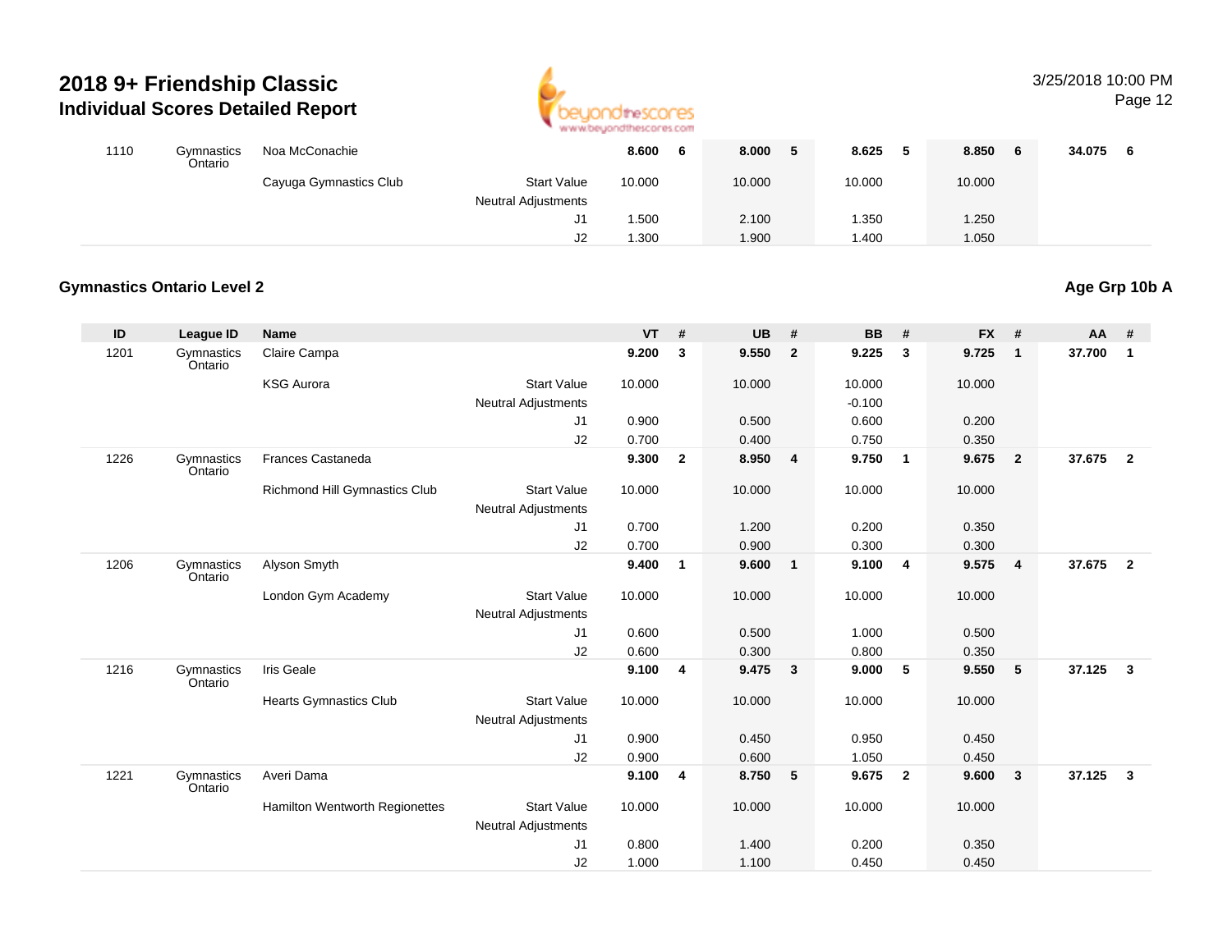# 2018 9+ Friendship Classic

## Individual Scores Detailed Report

| ID | League ID | Name | | VT | # | UB | # | BB | # | FX | # | AA | # |
|---|---|---|---|---|---|---|---|---|---|---|---|---|---|
| 1110 | Gymnastics Ontario | Noa McConachie | | **8.600** | **6** | **8.000** | **5** | **8.625** | **5** | **8.850** | **6** | **34.075** | **6** |
| | | Cayuga Gymnastics Club | Start Value | 10.000 | | 10.000 | | 10.000 | | 10.000 | | | |
| | | | Neutral Adjustments | | | | | | | | | | |
| | | | J1 | 1.500 | | 2.100 | | 1.350 | | 1.250 | | | |
| | | | J2 | 1.300 | | 1.900 | | 1.400 | | 1.050 | | | |

### Gymnastics Ontario Level 2

**Age Grp 10b A**

| ID | League ID | Name | | VT | # | UB | # | BB | # | FX | # | AA | # |
|---|---|---|---|---|---|---|---|---|---|---|---|---|---|
| 1201 | Gymnastics Ontario | Claire Campa | | **9.200** | **3** | **9.550** | **2** | **9.225** | **3** | **9.725** | **1** | **37.700** | **1** |
| | | KSG Aurora | Start Value | 10.000 | | 10.000 | | 10.000 | | 10.000 | | | |
| | | | Neutral Adjustments | | | | | -0.100 | | | | | |
| | | | J1 | 0.900 | | 0.500 | | 0.600 | | 0.200 | | | |
| | | | J2 | 0.700 | | 0.400 | | 0.750 | | 0.350 | | | |
| 1226 | Gymnastics Ontario | Frances Castaneda | | **9.300** | **2** | **8.950** | **4** | **9.750** | **1** | **9.675** | **2** | **37.675** | **2** |
| | | Richmond Hill Gymnastics Club | Start Value | 10.000 | | 10.000 | | 10.000 | | 10.000 | | | |
| | | | Neutral Adjustments | | | | | | | | | | |
| | | | J1 | 0.700 | | 1.200 | | 0.200 | | 0.350 | | | |
| | | | J2 | 0.700 | | 0.900 | | 0.300 | | 0.300 | | | |
| 1206 | Gymnastics Ontario | Alyson Smyth | | **9.400** | **1** | **9.600** | **1** | **9.100** | **4** | **9.575** | **4** | **37.675** | **2** |
| | | London Gym Academy | Start Value | 10.000 | | 10.000 | | 10.000 | | 10.000 | | | |
| | | | Neutral Adjustments | | | | | | | | | | |
| | | | J1 | 0.600 | | 0.500 | | 1.000 | | 0.500 | | | |
| | | | J2 | 0.600 | | 0.300 | | 0.800 | | 0.350 | | | |
| 1216 | Gymnastics Ontario | Iris Geale | | **9.100** | **4** | **9.475** | **3** | **9.000** | **5** | **9.550** | **5** | **37.125** | **3** |
| | | Hearts Gymnastics Club | Start Value | 10.000 | | 10.000 | | 10.000 | | 10.000 | | | |
| | | | Neutral Adjustments | | | | | | | | | | |
| | | | J1 | 0.900 | | 0.450 | | 0.950 | | 0.450 | | | |
| | | | J2 | 0.900 | | 0.600 | | 1.050 | | 0.450 | | | |
| 1221 | Gymnastics Ontario | Averi Dama | | **9.100** | **4** | **8.750** | **5** | **9.675** | **2** | **9.600** | **3** | **37.125** | **3** |
| | | Hamilton Wentworth Regionettes | Start Value | 10.000 | | 10.000 | | 10.000 | | 10.000 | | | |
| | | | Neutral Adjustments | | | | | | | | | | |
| | | | J1 | 0.800 | | 1.400 | | 0.200 | | 0.350 | | | |
| | | | J2 | 1.000 | | 1.100 | | 0.450 | | 0.450 | | | |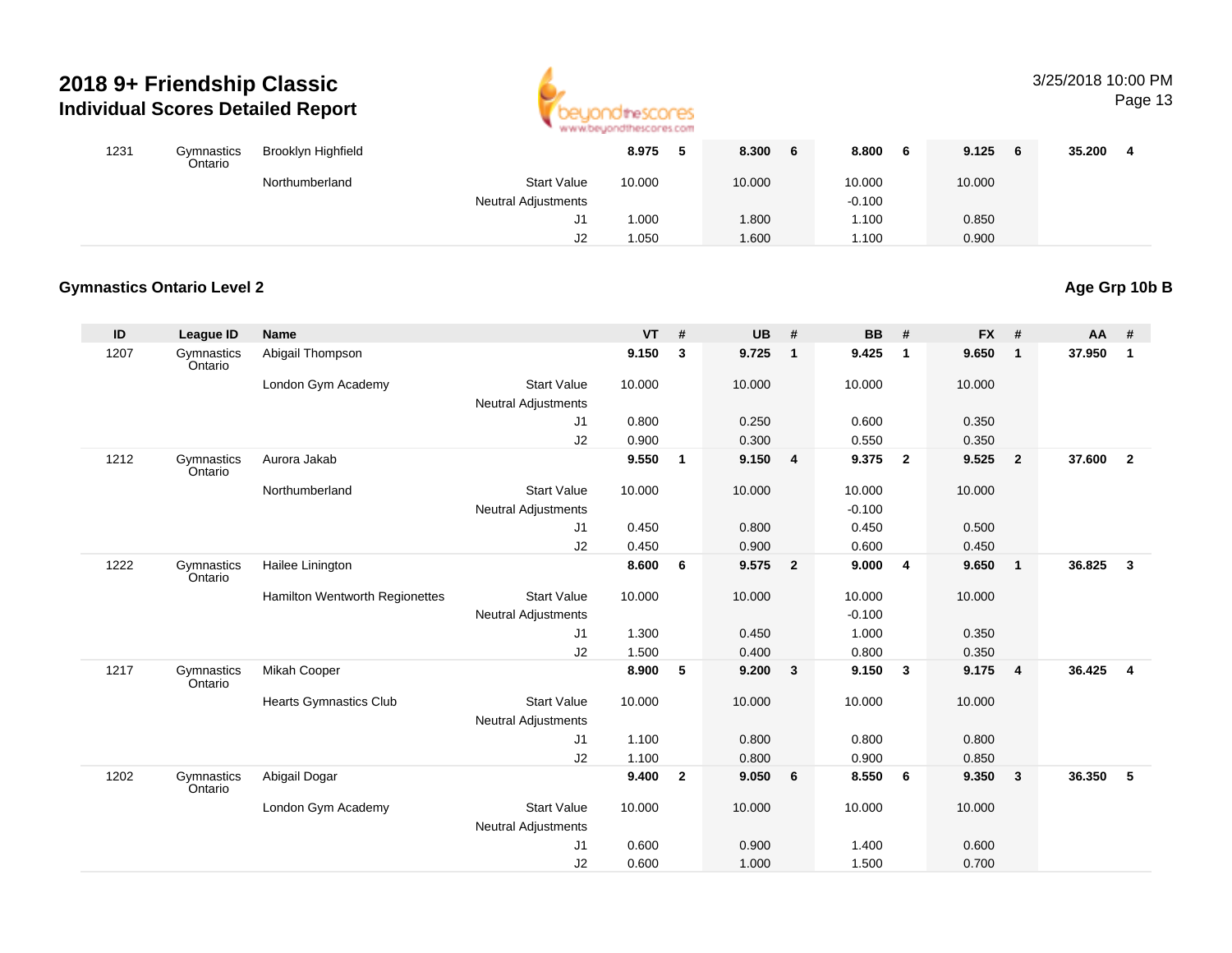| ID | League ID | Name | | VT | # | UB | # | BB | # | FX | # | AA | # |
|---|---|---|---|---|---|---|---|---|---|---|---|---|---|
| 1231 | Gymnastics Ontario | Brooklyn Highfield | | 8.975 | 5 | 8.300 | 6 | 8.800 | 6 | 9.125 | 6 | 35.200 | 4 |
| | | Northumberland | Start Value | 10.000 | | 10.000 | | 10.000 | | 10.000 | | | |
| | | | Neutral Adjustments | | | | | -0.100 | | | | | |
| | | | J1 | 1.000 | | 1.800 | | 1.100 | | 0.850 | | | |
| | | | J2 | 1.050 | | 1.600 | | 1.100 | | 0.900 | | | |

## Gymnastics Ontario Level 2

**Age Grp 10b B**

| ID | League ID | Name | | VT | # | UB | # | BB | # | FX | # | AA | # |
|---|---|---|---|---|---|---|---|---|---|---|---|---|---|
| 1207 | Gymnastics Ontario | Abigail Thompson | | 9.150 | 3 | 9.725 | 1 | 9.425 | 1 | 9.650 | 1 | 37.950 | 1 |
| | | London Gym Academy | Start Value | 10.000 | | 10.000 | | 10.000 | | 10.000 | | | |
| | | | Neutral Adjustments | | | | | | | | | | |
| | | | J1 | 0.800 | | 0.250 | | 0.600 | | 0.350 | | | |
| | | | J2 | 0.900 | | 0.300 | | 0.550 | | 0.350 | | | |
| 1212 | Gymnastics Ontario | Aurora Jakab | | 9.550 | 1 | 9.150 | 4 | 9.375 | 2 | 9.525 | 2 | 37.600 | 2 |
| | | Northumberland | Start Value | 10.000 | | 10.000 | | 10.000 | | 10.000 | | | |
| | | | Neutral Adjustments | | | | | -0.100 | | | | | |
| | | | J1 | 0.450 | | 0.800 | | 0.450 | | 0.500 | | | |
| | | | J2 | 0.450 | | 0.900 | | 0.600 | | 0.450 | | | |
| 1222 | Gymnastics Ontario | Hailee Linington | | 8.600 | 6 | 9.575 | 2 | 9.000 | 4 | 9.650 | 1 | 36.825 | 3 |
| | | Hamilton Wentworth Regionettes | Start Value | 10.000 | | 10.000 | | 10.000 | | 10.000 | | | |
| | | | Neutral Adjustments | | | | | -0.100 | | | | | |
| | | | J1 | 1.300 | | 0.450 | | 1.000 | | 0.350 | | | |
| | | | J2 | 1.500 | | 0.400 | | 0.800 | | 0.350 | | | |
| 1217 | Gymnastics Ontario | Mikah Cooper | | 8.900 | 5 | 9.200 | 3 | 9.150 | 3 | 9.175 | 4 | 36.425 | 4 |
| | | Hearts Gymnastics Club | Start Value | 10.000 | | 10.000 | | 10.000 | | 10.000 | | | |
| | | | Neutral Adjustments | | | | | | | | | | |
| | | | J1 | 1.100 | | 0.800 | | 0.800 | | 0.800 | | | |
| | | | J2 | 1.100 | | 0.800 | | 0.900 | | 0.850 | | | |
| 1202 | Gymnastics Ontario | Abigail Dogar | | 9.400 | 2 | 9.050 | 6 | 8.550 | 6 | 9.350 | 3 | 36.350 | 5 |
| | | London Gym Academy | Start Value | 10.000 | | 10.000 | | 10.000 | | 10.000 | | | |
| | | | Neutral Adjustments | | | | | | | | | | |
| | | | J1 | 0.600 | | 0.900 | | 1.400 | | 0.600 | | | |
| | | | J2 | 0.600 | | 1.000 | | 1.500 | | 0.700 | | | |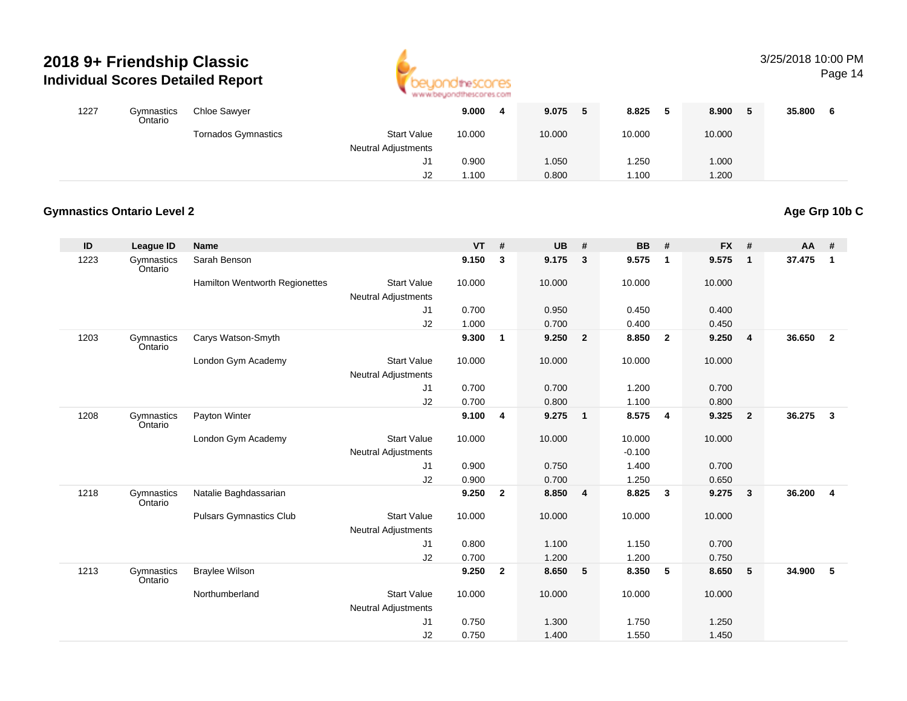# 2018 9+ Friendship Classic
## Individual Scores Detailed Report

| ID | League ID | Name | | VT | # | UB | # | BB | # | FX | # | AA | # |
|---|---|---|---|---|---|---|---|---|---|---|---|---|---|
| 1227 | Gymnastics Ontario | Chloe Sawyer | | **9.000** | **4** | **9.075** | **5** | **8.825** | **5** | **8.900** | **5** | **35.800** | **6** |
| | | Tornados Gymnastics | Start Value | 10.000 | | 10.000 | | 10.000 | | 10.000 | | | |
| | | | Neutral Adjustments | | | | | | | | | | |
| | | | J1 | 0.900 | | 1.050 | | 1.250 | | 1.000 | | | |
| | | | J2 | 1.100 | | 0.800 | | 1.100 | | 1.200 | | | |

### Gymnastics Ontario Level 2

**Age Grp 10b C**

| ID | League ID | Name | | VT | # | UB | # | BB | # | FX | # | AA | # |
|---|---|---|---|---|---|---|---|---|---|---|---|---|---|
| 1223 | Gymnastics Ontario | Sarah Benson | | **9.150** | **3** | **9.175** | **3** | **9.575** | **1** | **9.575** | **1** | **37.475** | **1** |
| | | Hamilton Wentworth Regionettes | Start Value | 10.000 | | 10.000 | | 10.000 | | 10.000 | | | |
| | | | Neutral Adjustments | | | | | | | | | | |
| | | | J1 | 0.700 | | 0.950 | | 0.450 | | 0.400 | | | |
| | | | J2 | 1.000 | | 0.700 | | 0.400 | | 0.450 | | | |
| 1203 | Gymnastics Ontario | Carys Watson-Smyth | | **9.300** | **1** | **9.250** | **2** | **8.850** | **2** | **9.250** | **4** | **36.650** | **2** |
| | | London Gym Academy | Start Value | 10.000 | | 10.000 | | 10.000 | | 10.000 | | | |
| | | | Neutral Adjustments | | | | | | | | | | |
| | | | J1 | 0.700 | | 0.700 | | 1.200 | | 0.700 | | | |
| | | | J2 | 0.700 | | 0.800 | | 1.100 | | 0.800 | | | |
| 1208 | Gymnastics Ontario | Payton Winter | | **9.100** | **4** | **9.275** | **1** | **8.575** | **4** | **9.325** | **2** | **36.275** | **3** |
| | | London Gym Academy | Start Value | 10.000 | | 10.000 | | 10.000 | | 10.000 | | | |
| | | | Neutral Adjustments | | | | | -0.100 | | | | | |
| | | | J1 | 0.900 | | 0.750 | | 1.400 | | 0.700 | | | |
| | | | J2 | 0.900 | | 0.700 | | 1.250 | | 0.650 | | | |
| 1218 | Gymnastics Ontario | Natalie Baghdassarian | | **9.250** | **2** | **8.850** | **4** | **8.825** | **3** | **9.275** | **3** | **36.200** | **4** |
| | | Pulsars Gymnastics Club | Start Value | 10.000 | | 10.000 | | 10.000 | | 10.000 | | | |
| | | | Neutral Adjustments | | | | | | | | | | |
| | | | J1 | 0.800 | | 1.100 | | 1.150 | | 0.700 | | | |
| | | | J2 | 0.700 | | 1.200 | | 1.200 | | 0.750 | | | |
| 1213 | Gymnastics Ontario | Braylee Wilson | | **9.250** | **2** | **8.650** | **5** | **8.350** | **5** | **8.650** | **5** | **34.900** | **5** |
| | | Northumberland | Start Value | 10.000 | | 10.000 | | 10.000 | | 10.000 | | | |
| | | | Neutral Adjustments | | | | | | | | | | |
| | | | J1 | 0.750 | | 1.300 | | 1.750 | | 1.250 | | | |
| | | | J2 | 0.750 | | 1.400 | | 1.550 | | 1.450 | | | |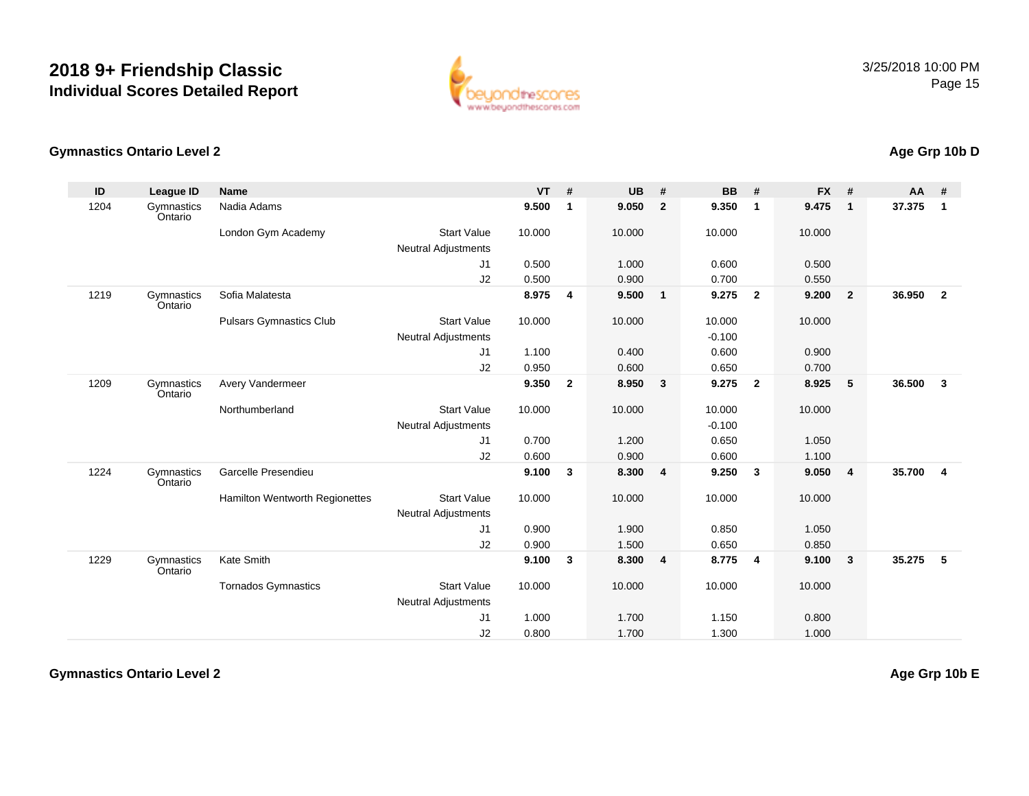# 2018 9+ Friendship Classic
## Individual Scores Detailed Report

3/25/2018 10:00 PM

### Gymnastics Ontario Level 2

**Age Grp 10b D**

| ID | League ID | Name | | VT | # | UB | # | BB | # | FX | # | AA | # |
|---|---|---|---|---|---|---|---|---|---|---|---|---|---|
| 1204 | Gymnastics Ontario | Nadia Adams | | **9.500** | **1** | **9.050** | **2** | **9.350** | **1** | **9.475** | **1** | **37.375** | **1** |
| | | London Gym Academy | Start Value | 10.000 | | 10.000 | | 10.000 | | 10.000 | | | |
| | | | Neutral Adjustments | | | | | | | | | | |
| | | | J1 | 0.500 | | 1.000 | | 0.600 | | 0.500 | | | |
| | | | J2 | 0.500 | | 0.900 | | 0.700 | | 0.550 | | | |
| 1219 | Gymnastics Ontario | Sofia Malatesta | | **8.975** | **4** | **9.500** | **1** | **9.275** | **2** | **9.200** | **2** | **36.950** | **2** |
| | | Pulsars Gymnastics Club | Start Value | 10.000 | | 10.000 | | 10.000 | | 10.000 | | | |
| | | | Neutral Adjustments | | | | | -0.100 | | | | | |
| | | | J1 | 1.100 | | 0.400 | | 0.600 | | 0.900 | | | |
| | | | J2 | 0.950 | | 0.600 | | 0.650 | | 0.700 | | | |
| 1209 | Gymnastics Ontario | Avery Vandermeer | | **9.350** | **2** | **8.950** | **3** | **9.275** | **2** | **8.925** | **5** | **36.500** | **3** |
| | | Northumberland | Start Value | 10.000 | | 10.000 | | 10.000 | | 10.000 | | | |
| | | | Neutral Adjustments | | | | | -0.100 | | | | | |
| | | | J1 | 0.700 | | 1.200 | | 0.650 | | 1.050 | | | |
| | | | J2 | 0.600 | | 0.900 | | 0.600 | | 1.100 | | | |
| 1224 | Gymnastics Ontario | Garcelle Presendieu | | **9.100** | **3** | **8.300** | **4** | **9.250** | **3** | **9.050** | **4** | **35.700** | **4** |
| | | Hamilton Wentworth Regionettes | Start Value | 10.000 | | 10.000 | | 10.000 | | 10.000 | | | |
| | | | Neutral Adjustments | | | | | | | | | | |
| | | | J1 | 0.900 | | 1.900 | | 0.850 | | 1.050 | | | |
| | | | J2 | 0.900 | | 1.500 | | 0.650 | | 0.850 | | | |
| 1229 | Gymnastics Ontario | Kate Smith | | **9.100** | **3** | **8.300** | **4** | **8.775** | **4** | **9.100** | **3** | **35.275** | **5** |
| | | Tornados Gymnastics | Start Value | 10.000 | | 10.000 | | 10.000 | | 10.000 | | | |
| | | | Neutral Adjustments | | | | | | | | | | |
| | | | J1 | 1.000 | | 1.700 | | 1.150 | | 0.800 | | | |
| | | | J2 | 0.800 | | 1.700 | | 1.300 | | 1.000 | | | |

### Gymnastics Ontario Level 2

**Age Grp 10b E**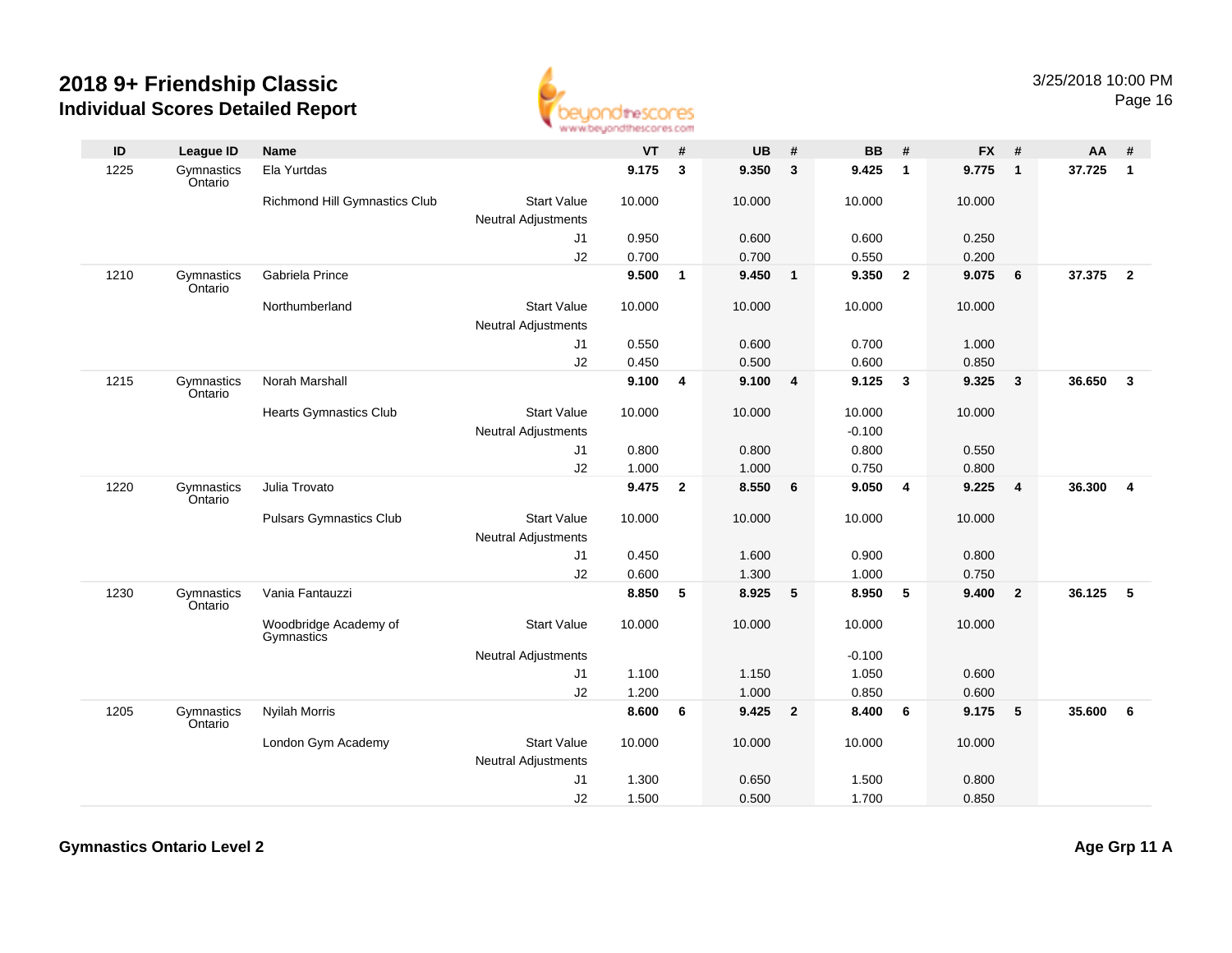# 2018 9+ Friendship Classic
## Individual Scores Detailed Report

3/25/2018 10:00 PM

| ID | League ID | Name | | VT | # | UB | # | BB | # | FX | # | AA | # |
|---|---|---|---|---|---|---|---|---|---|---|---|---|---|
| 1225 | Gymnastics Ontario | Ela Yurtdas | | **9.175** | **3** | **9.350** | **3** | **9.425** | **1** | **9.775** | **1** | **37.725** | **1** |
| | | Richmond Hill Gymnastics Club | Start Value | 10.000 | | 10.000 | | 10.000 | | 10.000 | | | |
| | | | Neutral Adjustments | | | | | | | | | | |
| | | | J1 | 0.950 | | 0.600 | | 0.600 | | 0.250 | | | |
| | | | J2 | 0.700 | | 0.700 | | 0.550 | | 0.200 | | | |
| 1210 | Gymnastics Ontario | Gabriela Prince | | **9.500** | **1** | **9.450** | **1** | **9.350** | **2** | **9.075** | **6** | **37.375** | **2** |
| | | Northumberland | Start Value | 10.000 | | 10.000 | | 10.000 | | 10.000 | | | |
| | | | Neutral Adjustments | | | | | | | | | | |
| | | | J1 | 0.550 | | 0.600 | | 0.700 | | 1.000 | | | |
| | | | J2 | 0.450 | | 0.500 | | 0.600 | | 0.850 | | | |
| 1215 | Gymnastics Ontario | Norah Marshall | | **9.100** | **4** | **9.100** | **4** | **9.125** | **3** | **9.325** | **3** | **36.650** | **3** |
| | | Hearts Gymnastics Club | Start Value | 10.000 | | 10.000 | | 10.000 | | 10.000 | | | |
| | | | Neutral Adjustments | | | | | -0.100 | | | | | |
| | | | J1 | 0.800 | | 0.800 | | 0.800 | | 0.550 | | | |
| | | | J2 | 1.000 | | 1.000 | | 0.750 | | 0.800 | | | |
| 1220 | Gymnastics Ontario | Julia Trovato | | **9.475** | **2** | **8.550** | **6** | **9.050** | **4** | **9.225** | **4** | **36.300** | **4** |
| | | Pulsars Gymnastics Club | Start Value | 10.000 | | 10.000 | | 10.000 | | 10.000 | | | |
| | | | Neutral Adjustments | | | | | | | | | | |
| | | | J1 | 0.450 | | 1.600 | | 0.900 | | 0.800 | | | |
| | | | J2 | 0.600 | | 1.300 | | 1.000 | | 0.750 | | | |
| 1230 | Gymnastics Ontario | Vania Fantauzzi | | **8.850** | **5** | **8.925** | **5** | **8.950** | **5** | **9.400** | **2** | **36.125** | **5** |
| | | Woodbridge Academy of Gymnastics | Start Value | 10.000 | | 10.000 | | 10.000 | | 10.000 | | | |
| | | | Neutral Adjustments | | | | | -0.100 | | | | | |
| | | | J1 | 1.100 | | 1.150 | | 1.050 | | 0.600 | | | |
| | | | J2 | 1.200 | | 1.000 | | 0.850 | | 0.600 | | | |
| 1205 | Gymnastics Ontario | Nyilah Morris | | **8.600** | **6** | **9.425** | **2** | **8.400** | **6** | **9.175** | **5** | **35.600** | **6** |
| | | London Gym Academy | Start Value | 10.000 | | 10.000 | | 10.000 | | 10.000 | | | |
| | | | Neutral Adjustments | | | | | | | | | | |
| | | | J1 | 1.300 | | 0.650 | | 1.500 | | 0.800 | | | |
| | | | J2 | 1.500 | | 0.500 | | 1.700 | | 0.850 | | | |

**Gymnastics Ontario Level 2** | **Age Grp 11 A**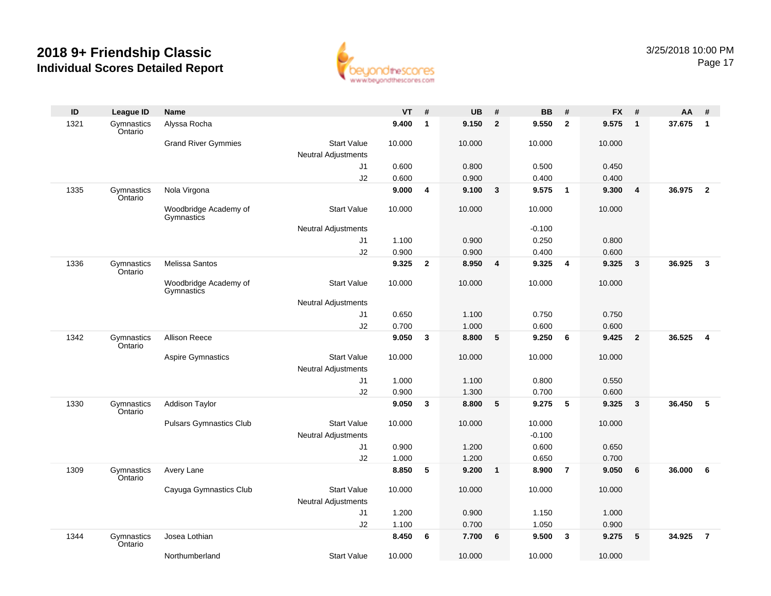# 2018 9+ Friendship Classic
## Individual Scores Detailed Report

3/25/2018 10:00 PM

| ID | League ID | Name | | VT | # | UB | # | BB | # | FX | # | AA | # |
|---|---|---|---|---|---|---|---|---|---|---|---|---|---|
| 1321 | Gymnastics Ontario | Alyssa Rocha | | **9.400** | **1** | **9.150** | **2** | **9.550** | **2** | **9.575** | **1** | **37.675** | **1** |
| | | Grand River Gymmies | Start Value | 10.000 | | 10.000 | | 10.000 | | 10.000 | | | |
| | | | Neutral Adjustments | | | | | | | | | | |
| | | | J1 | 0.600 | | 0.800 | | 0.500 | | 0.450 | | | |
| | | | J2 | 0.600 | | 0.900 | | 0.400 | | 0.400 | | | |
| 1335 | Gymnastics Ontario | Nola Virgona | | **9.000** | **4** | **9.100** | **3** | **9.575** | **1** | **9.300** | **4** | **36.975** | **2** |
| | | Woodbridge Academy of Gymnastics | Start Value | 10.000 | | 10.000 | | 10.000 | | 10.000 | | | |
| | | | Neutral Adjustments | | | | | -0.100 | | | | | |
| | | | J1 | 1.100 | | 0.900 | | 0.250 | | 0.800 | | | |
| | | | J2 | 0.900 | | 0.900 | | 0.400 | | 0.600 | | | |
| 1336 | Gymnastics Ontario | Melissa Santos | | **9.325** | **2** | **8.950** | **4** | **9.325** | **4** | **9.325** | **3** | **36.925** | **3** |
| | | Woodbridge Academy of Gymnastics | Start Value | 10.000 | | 10.000 | | 10.000 | | 10.000 | | | |
| | | | Neutral Adjustments | | | | | | | | | | |
| | | | J1 | 0.650 | | 1.100 | | 0.750 | | 0.750 | | | |
| | | | J2 | 0.700 | | 1.000 | | 0.600 | | 0.600 | | | |
| 1342 | Gymnastics Ontario | Allison Reece | | **9.050** | **3** | **8.800** | **5** | **9.250** | **6** | **9.425** | **2** | **36.525** | **4** |
| | | Aspire Gymnastics | Start Value | 10.000 | | 10.000 | | 10.000 | | 10.000 | | | |
| | | | Neutral Adjustments | | | | | | | | | | |
| | | | J1 | 1.000 | | 1.100 | | 0.800 | | 0.550 | | | |
| | | | J2 | 0.900 | | 1.300 | | 0.700 | | 0.600 | | | |
| 1330 | Gymnastics Ontario | Addison Taylor | | **9.050** | **3** | **8.800** | **5** | **9.275** | **5** | **9.325** | **3** | **36.450** | **5** |
| | | Pulsars Gymnastics Club | Start Value | 10.000 | | 10.000 | | 10.000 | | 10.000 | | | |
| | | | Neutral Adjustments | | | | | -0.100 | | | | | |
| | | | J1 | 0.900 | | 1.200 | | 0.600 | | 0.650 | | | |
| | | | J2 | 1.000 | | 1.200 | | 0.650 | | 0.700 | | | |
| 1309 | Gymnastics Ontario | Avery Lane | | **8.850** | **5** | **9.200** | **1** | **8.900** | **7** | **9.050** | **6** | **36.000** | **6** |
| | | Cayuga Gymnastics Club | Start Value | 10.000 | | 10.000 | | 10.000 | | 10.000 | | | |
| | | | Neutral Adjustments | | | | | | | | | | |
| | | | J1 | 1.200 | | 0.900 | | 1.150 | | 1.000 | | | |
| | | | J2 | 1.100 | | 0.700 | | 1.050 | | 0.900 | | | |
| 1344 | Gymnastics Ontario | Josea Lothian | | **8.450** | **6** | **7.700** | **6** | **9.500** | **3** | **9.275** | **5** | **34.925** | **7** |
| | | Northumberland | Start Value | 10.000 | | 10.000 | | 10.000 | | 10.000 | | | |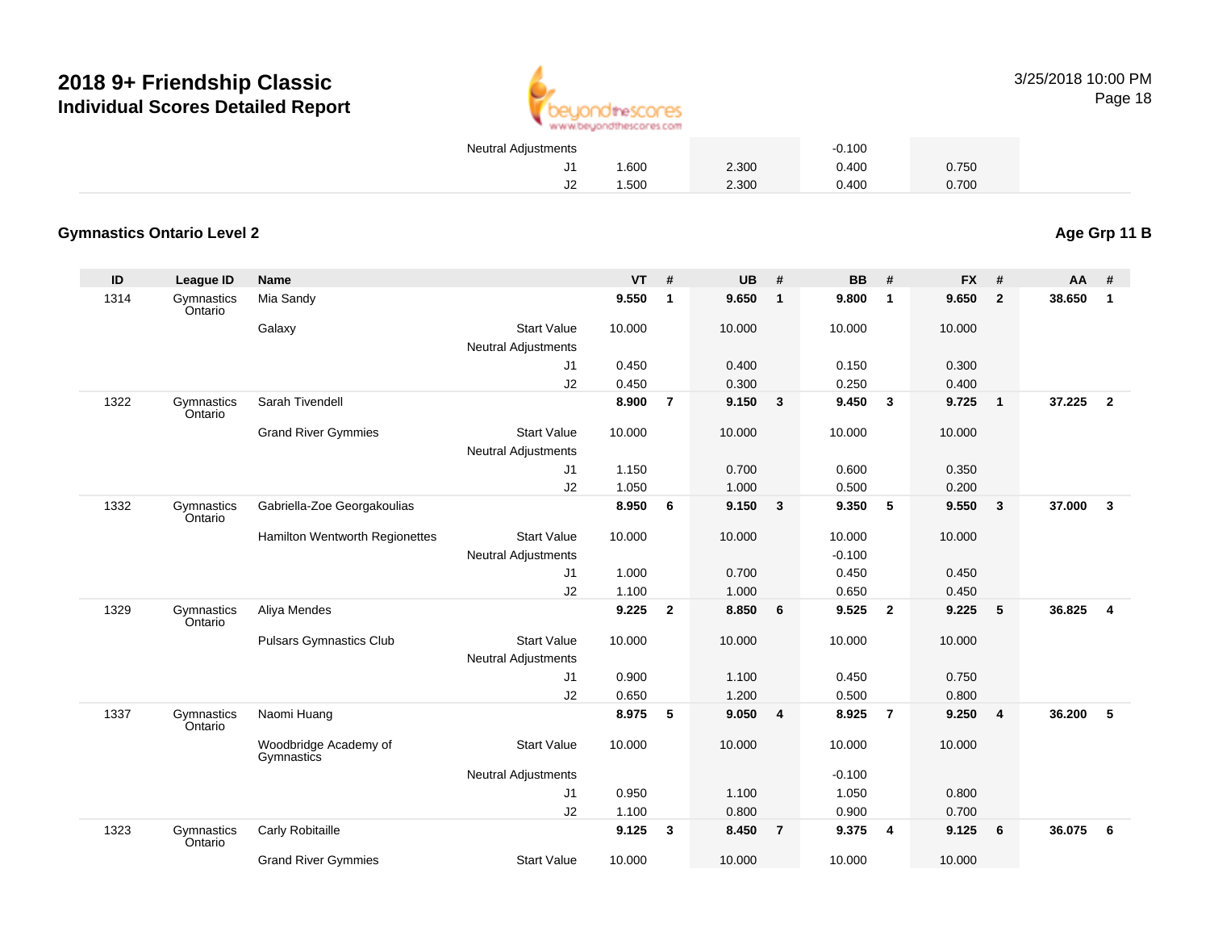# 2018 9+ Friendship Classic
## Individual Scores Detailed Report

| | | | | VT | | UB | | BB | | FX | | | |
|---|---|---|---|---|---|---|---|---|---|---|---|---|---|
| | | | Neutral Adjustments | | | | | -0.100 | | | | | |
| | | | J1 | 1.600 | | 2.300 | | 0.400 | | 0.750 | | | |
| | | | J2 | 1.500 | | 2.300 | | 0.400 | | 0.700 | | | |

### Gymnastics Ontario Level 2

**Age Grp 11 B**

| ID | League ID | Name | | VT | # | UB | # | BB | # | FX | # | AA | # |
|---|---|---|---|---|---|---|---|---|---|---|---|---|---|
| 1314 | Gymnastics Ontario | Mia Sandy | | **9.550** | **1** | **9.650** | **1** | **9.800** | **1** | **9.650** | **2** | **38.650** | **1** |
| | | Galaxy | Start Value | 10.000 | | 10.000 | | 10.000 | | 10.000 | | | |
| | | | Neutral Adjustments | | | | | | | | | | |
| | | | J1 | 0.450 | | 0.400 | | 0.150 | | 0.300 | | | |
| | | | J2 | 0.450 | | 0.300 | | 0.250 | | 0.400 | | | |
| 1322 | Gymnastics Ontario | Sarah Tivendell | | **8.900** | **7** | **9.150** | **3** | **9.450** | **3** | **9.725** | **1** | **37.225** | **2** |
| | | Grand River Gymmies | Start Value | 10.000 | | 10.000 | | 10.000 | | 10.000 | | | |
| | | | Neutral Adjustments | | | | | | | | | | |
| | | | J1 | 1.150 | | 0.700 | | 0.600 | | 0.350 | | | |
| | | | J2 | 1.050 | | 1.000 | | 0.500 | | 0.200 | | | |
| 1332 | Gymnastics Ontario | Gabriella-Zoe Georgakoulias | | **8.950** | **6** | **9.150** | **3** | **9.350** | **5** | **9.550** | **3** | **37.000** | **3** |
| | | Hamilton Wentworth Regionettes | Start Value | 10.000 | | 10.000 | | 10.000 | | 10.000 | | | |
| | | | Neutral Adjustments | | | | | -0.100 | | | | | |
| | | | J1 | 1.000 | | 0.700 | | 0.450 | | 0.450 | | | |
| | | | J2 | 1.100 | | 1.000 | | 0.650 | | 0.450 | | | |
| 1329 | Gymnastics Ontario | Aliya Mendes | | **9.225** | **2** | **8.850** | **6** | **9.525** | **2** | **9.225** | **5** | **36.825** | **4** |
| | | Pulsars Gymnastics Club | Start Value | 10.000 | | 10.000 | | 10.000 | | 10.000 | | | |
| | | | Neutral Adjustments | | | | | | | | | | |
| | | | J1 | 0.900 | | 1.100 | | 0.450 | | 0.750 | | | |
| | | | J2 | 0.650 | | 1.200 | | 0.500 | | 0.800 | | | |
| 1337 | Gymnastics Ontario | Naomi Huang | | **8.975** | **5** | **9.050** | **4** | **8.925** | **7** | **9.250** | **4** | **36.200** | **5** |
| | | Woodbridge Academy of Gymnastics | Start Value | 10.000 | | 10.000 | | 10.000 | | 10.000 | | | |
| | | | Neutral Adjustments | | | | | -0.100 | | | | | |
| | | | J1 | 0.950 | | 1.100 | | 1.050 | | 0.800 | | | |
| | | | J2 | 1.100 | | 0.800 | | 0.900 | | 0.700 | | | |
| 1323 | Gymnastics Ontario | Carly Robitaille | | **9.125** | **3** | **8.450** | **7** | **9.375** | **4** | **9.125** | **6** | **36.075** | **6** |
| | | Grand River Gymmies | Start Value | 10.000 | | 10.000 | | 10.000 | | 10.000 | | | |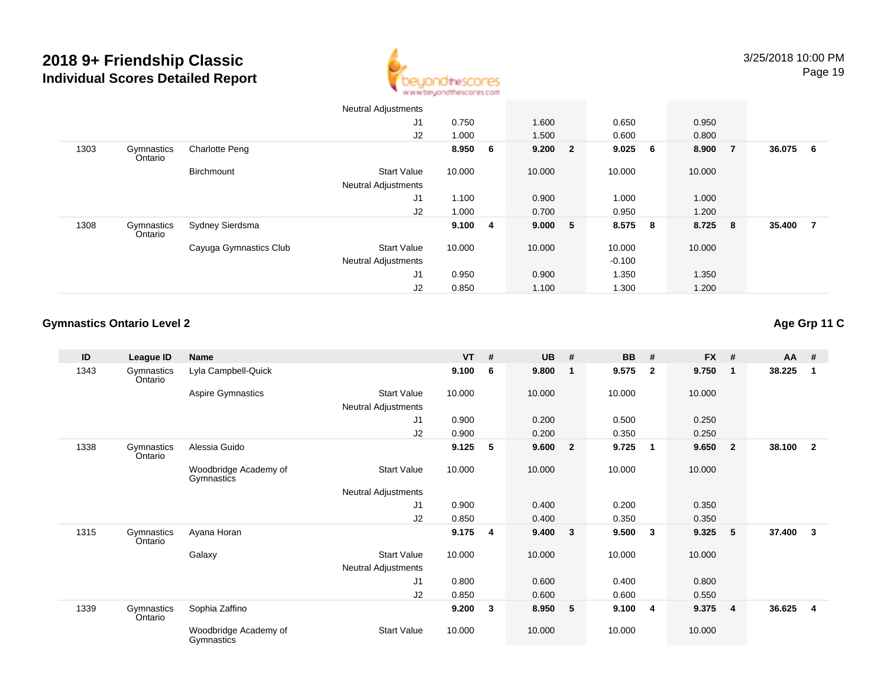# 2018 9+ Friendship Classic

## Individual Scores Detailed Report

|  |  |  |  | VT | # | UB | # | BB | # | FX | # | AA | # |
|---|---|---|---|---|---|---|---|---|---|---|---|---|---|
|  |  |  | Neutral Adjustments |  |  |  |  |  |  |  |  |  |  |
|  |  |  | J1 | 0.750 |  | 1.600 |  | 0.650 |  | 0.950 |  |  |  |
|  |  |  | J2 | 1.000 |  | 1.500 |  | 0.600 |  | 0.800 |  |  |  |
| 1303 | Gymnastics Ontario | Charlotte Peng |  | **8.950** | **6** | **9.200** | **2** | **9.025** | **6** | **8.900** | **7** | **36.075** | **6** |
|  |  | Birchmount | Start Value | 10.000 |  | 10.000 |  | 10.000 |  | 10.000 |  |  |  |
|  |  |  | Neutral Adjustments |  |  |  |  |  |  |  |  |  |  |
|  |  |  | J1 | 1.100 |  | 0.900 |  | 1.000 |  | 1.000 |  |  |  |
|  |  |  | J2 | 1.000 |  | 0.700 |  | 0.950 |  | 1.200 |  |  |  |
| 1308 | Gymnastics Ontario | Sydney Sierdsma |  | **9.100** | **4** | **9.000** | **5** | **8.575** | **8** | **8.725** | **8** | **35.400** | **7** |
|  |  | Cayuga Gymnastics Club | Start Value | 10.000 |  | 10.000 |  | 10.000 |  | 10.000 |  |  |  |
|  |  |  | Neutral Adjustments |  |  |  |  | -0.100 |  |  |  |  |  |
|  |  |  | J1 | 0.950 |  | 0.900 |  | 1.350 |  | 1.350 |  |  |  |
|  |  |  | J2 | 0.850 |  | 1.100 |  | 1.300 |  | 1.200 |  |  |  |

### Gymnastics Ontario Level 2 — Age Grp 11 C

| ID | League ID | Name |  | VT | # | UB | # | BB | # | FX | # | AA | # |
|---|---|---|---|---|---|---|---|---|---|---|---|---|---|
| 1343 | Gymnastics Ontario | Lyla Campbell-Quick |  | **9.100** | **6** | **9.800** | **1** | **9.575** | **2** | **9.750** | **1** | **38.225** | **1** |
|  |  | Aspire Gymnastics | Start Value | 10.000 |  | 10.000 |  | 10.000 |  | 10.000 |  |  |  |
|  |  |  | Neutral Adjustments |  |  |  |  |  |  |  |  |  |  |
|  |  |  | J1 | 0.900 |  | 0.200 |  | 0.500 |  | 0.250 |  |  |  |
|  |  |  | J2 | 0.900 |  | 0.200 |  | 0.350 |  | 0.250 |  |  |  |
| 1338 | Gymnastics Ontario | Alessia Guido |  | **9.125** | **5** | **9.600** | **2** | **9.725** | **1** | **9.650** | **2** | **38.100** | **2** |
|  |  | Woodbridge Academy of Gymnastics | Start Value | 10.000 |  | 10.000 |  | 10.000 |  | 10.000 |  |  |  |
|  |  |  | Neutral Adjustments |  |  |  |  |  |  |  |  |  |  |
|  |  |  | J1 | 0.900 |  | 0.400 |  | 0.200 |  | 0.350 |  |  |  |
|  |  |  | J2 | 0.850 |  | 0.400 |  | 0.350 |  | 0.350 |  |  |  |
| 1315 | Gymnastics Ontario | Ayana Horan |  | **9.175** | **4** | **9.400** | **3** | **9.500** | **3** | **9.325** | **5** | **37.400** | **3** |
|  |  | Galaxy | Start Value | 10.000 |  | 10.000 |  | 10.000 |  | 10.000 |  |  |  |
|  |  |  | Neutral Adjustments |  |  |  |  |  |  |  |  |  |  |
|  |  |  | J1 | 0.800 |  | 0.600 |  | 0.400 |  | 0.800 |  |  |  |
|  |  |  | J2 | 0.850 |  | 0.600 |  | 0.600 |  | 0.550 |  |  |  |
| 1339 | Gymnastics Ontario | Sophia Zaffino |  | **9.200** | **3** | **8.950** | **5** | **9.100** | **4** | **9.375** | **4** | **36.625** | **4** |
|  |  | Woodbridge Academy of Gymnastics | Start Value | 10.000 |  | 10.000 |  | 10.000 |  | 10.000 |  |  |  |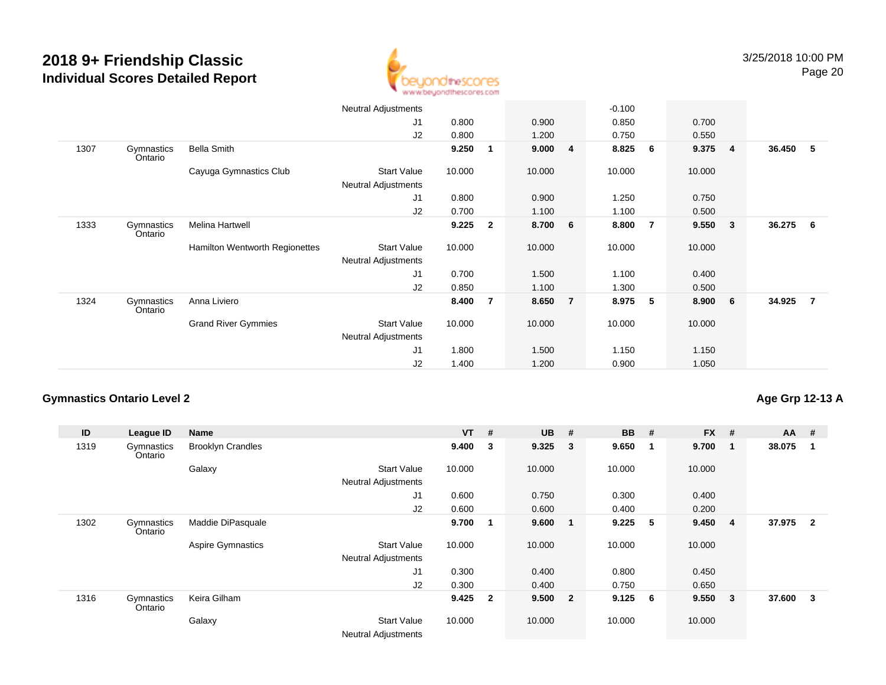## 2018 9+ Friendship Classic
### Individual Scores Detailed Report

| ID | League ID | Name | | VT | # | UB | # | BB | # | FX | # | AA | # |
|---|---|---|---|---|---|---|---|---|---|---|---|---|---|
| | | | Neutral Adjustments | | | | | -0.100 | | | | | |
| | | | J1 | 0.800 | | 0.900 | | 0.850 | | 0.700 | | | |
| | | | J2 | 0.800 | | 1.200 | | 0.750 | | 0.550 | | | |
| 1307 | Gymnastics Ontario | Bella Smith | | **9.250** | **1** | **9.000** | **4** | **8.825** | **6** | **9.375** | **4** | **36.450** | **5** |
| | | Cayuga Gymnastics Club | Start Value | 10.000 | | 10.000 | | 10.000 | | 10.000 | | | |
| | | | Neutral Adjustments | | | | | | | | | | |
| | | | J1 | 0.800 | | 0.900 | | 1.250 | | 0.750 | | | |
| | | | J2 | 0.700 | | 1.100 | | 1.100 | | 0.500 | | | |
| 1333 | Gymnastics Ontario | Melina Hartwell | | **9.225** | **2** | **8.700** | **6** | **8.800** | **7** | **9.550** | **3** | **36.275** | **6** |
| | | Hamilton Wentworth Regionettes | Start Value | 10.000 | | 10.000 | | 10.000 | | 10.000 | | | |
| | | | Neutral Adjustments | | | | | | | | | | |
| | | | J1 | 0.700 | | 1.500 | | 1.100 | | 0.400 | | | |
| | | | J2 | 0.850 | | 1.100 | | 1.300 | | 0.500 | | | |
| 1324 | Gymnastics Ontario | Anna Liviero | | **8.400** | **7** | **8.650** | **7** | **8.975** | **5** | **8.900** | **6** | **34.925** | **7** |
| | | Grand River Gymmies | Start Value | 10.000 | | 10.000 | | 10.000 | | 10.000 | | | |
| | | | Neutral Adjustments | | | | | | | | | | |
| | | | J1 | 1.800 | | 1.500 | | 1.150 | | 1.150 | | | |
| | | | J2 | 1.400 | | 1.200 | | 0.900 | | 1.050 | | | |

### Gymnastics Ontario Level 2

**Age Grp 12-13 A**

| ID | League ID | Name | | VT | # | UB | # | BB | # | FX | # | AA | # |
|---|---|---|---|---|---|---|---|---|---|---|---|---|---|
| 1319 | Gymnastics Ontario | Brooklyn Crandles | | **9.400** | **3** | **9.325** | **3** | **9.650** | **1** | **9.700** | **1** | **38.075** | **1** |
| | | Galaxy | Start Value | 10.000 | | 10.000 | | 10.000 | | 10.000 | | | |
| | | | Neutral Adjustments | | | | | | | | | | |
| | | | J1 | 0.600 | | 0.750 | | 0.300 | | 0.400 | | | |
| | | | J2 | 0.600 | | 0.600 | | 0.400 | | 0.200 | | | |
| 1302 | Gymnastics Ontario | Maddie DiPasquale | | **9.700** | **1** | **9.600** | **1** | **9.225** | **5** | **9.450** | **4** | **37.975** | **2** |
| | | Aspire Gymnastics | Start Value | 10.000 | | 10.000 | | 10.000 | | 10.000 | | | |
| | | | Neutral Adjustments | | | | | | | | | | |
| | | | J1 | 0.300 | | 0.400 | | 0.800 | | 0.450 | | | |
| | | | J2 | 0.300 | | 0.400 | | 0.750 | | 0.650 | | | |
| 1316 | Gymnastics Ontario | Keira Gilham | | **9.425** | **2** | **9.500** | **2** | **9.125** | **6** | **9.550** | **3** | **37.600** | **3** |
| | | Galaxy | Start Value | 10.000 | | 10.000 | | 10.000 | | 10.000 | | | |
| | | | Neutral Adjustments | | | | | | | | | | |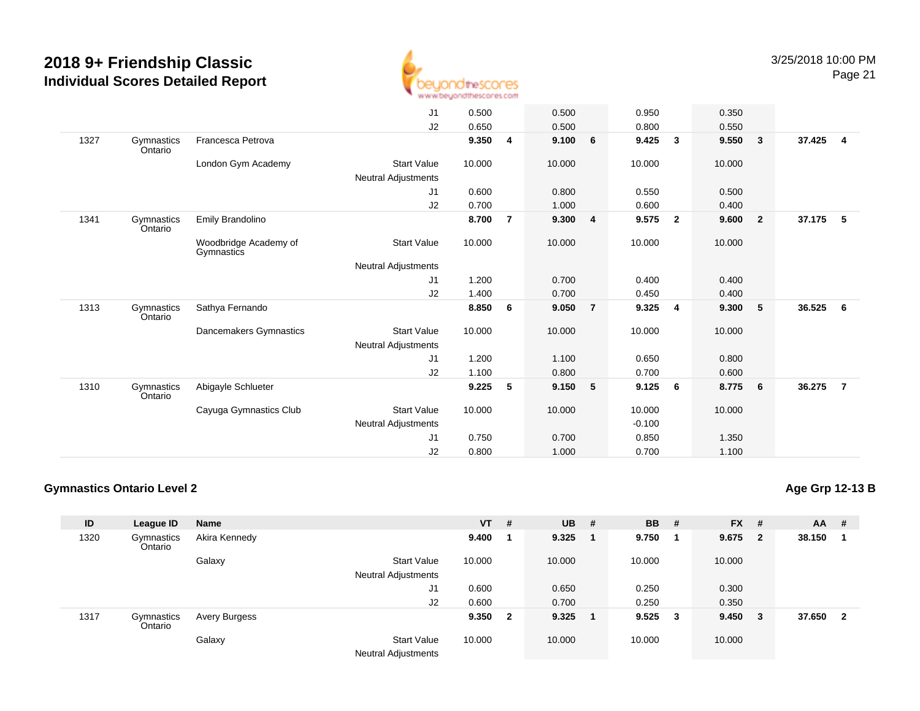# 2018 9+ Friendship Classic
## Individual Scores Detailed Report

3/25/2018 10:00 PM

| ID | League ID | Name | | VT | # | UB | # | BB | # | FX | # | AA | # |
|---|---|---|---|---|---|---|---|---|---|---|---|---|---|
| | | | J1 | 0.500 | | 0.500 | | 0.950 | | 0.350 | | | |
| | | | J2 | 0.650 | | 0.500 | | 0.800 | | 0.550 | | | |
| 1327 | Gymnastics Ontario | Francesca Petrova | | **9.350** | **4** | **9.100** | **6** | **9.425** | **3** | **9.550** | **3** | **37.425** | **4** |
| | | London Gym Academy | Start Value | 10.000 | | 10.000 | | 10.000 | | 10.000 | | | |
| | | | Neutral Adjustments | | | | | | | | | | |
| | | | J1 | 0.600 | | 0.800 | | 0.550 | | 0.500 | | | |
| | | | J2 | 0.700 | | 1.000 | | 0.600 | | 0.400 | | | |
| 1341 | Gymnastics Ontario | Emily Brandolino | | **8.700** | **7** | **9.300** | **4** | **9.575** | **2** | **9.600** | **2** | **37.175** | **5** |
| | | Woodbridge Academy of Gymnastics | Start Value | 10.000 | | 10.000 | | 10.000 | | 10.000 | | | |
| | | | Neutral Adjustments | | | | | | | | | | |
| | | | J1 | 1.200 | | 0.700 | | 0.400 | | 0.400 | | | |
| | | | J2 | 1.400 | | 0.700 | | 0.450 | | 0.400 | | | |
| 1313 | Gymnastics Ontario | Sathya Fernando | | **8.850** | **6** | **9.050** | **7** | **9.325** | **4** | **9.300** | **5** | **36.525** | **6** |
| | | Dancemakers Gymnastics | Start Value | 10.000 | | 10.000 | | 10.000 | | 10.000 | | | |
| | | | Neutral Adjustments | | | | | | | | | | |
| | | | J1 | 1.200 | | 1.100 | | 0.650 | | 0.800 | | | |
| | | | J2 | 1.100 | | 0.800 | | 0.700 | | 0.600 | | | |
| 1310 | Gymnastics Ontario | Abigayle Schlueter | | **9.225** | **5** | **9.150** | **5** | **9.125** | **6** | **8.775** | **6** | **36.275** | **7** |
| | | Cayuga Gymnastics Club | Start Value | 10.000 | | 10.000 | | 10.000 | | 10.000 | | | |
| | | | Neutral Adjustments | | | | | -0.100 | | | | | |
| | | | J1 | 0.750 | | 0.700 | | 0.850 | | 1.350 | | | |
| | | | J2 | 0.800 | | 1.000 | | 0.700 | | 1.100 | | | |

### Gymnastics Ontario Level 2

**Age Grp 12-13 B**

| ID | League ID | Name | | VT | # | UB | # | BB | # | FX | # | AA | # |
|---|---|---|---|---|---|---|---|---|---|---|---|---|---|
| 1320 | Gymnastics Ontario | Akira Kennedy | | **9.400** | **1** | **9.325** | **1** | **9.750** | **1** | **9.675** | **2** | **38.150** | **1** |
| | | Galaxy | Start Value | 10.000 | | 10.000 | | 10.000 | | 10.000 | | | |
| | | | Neutral Adjustments | | | | | | | | | | |
| | | | J1 | 0.600 | | 0.650 | | 0.250 | | 0.300 | | | |
| | | | J2 | 0.600 | | 0.700 | | 0.250 | | 0.350 | | | |
| 1317 | Gymnastics Ontario | Avery Burgess | | **9.350** | **2** | **9.325** | **1** | **9.525** | **3** | **9.450** | **3** | **37.650** | **2** |
| | | Galaxy | Start Value | 10.000 | | 10.000 | | 10.000 | | 10.000 | | | |
| | | | Neutral Adjustments | | | | | | | | | | |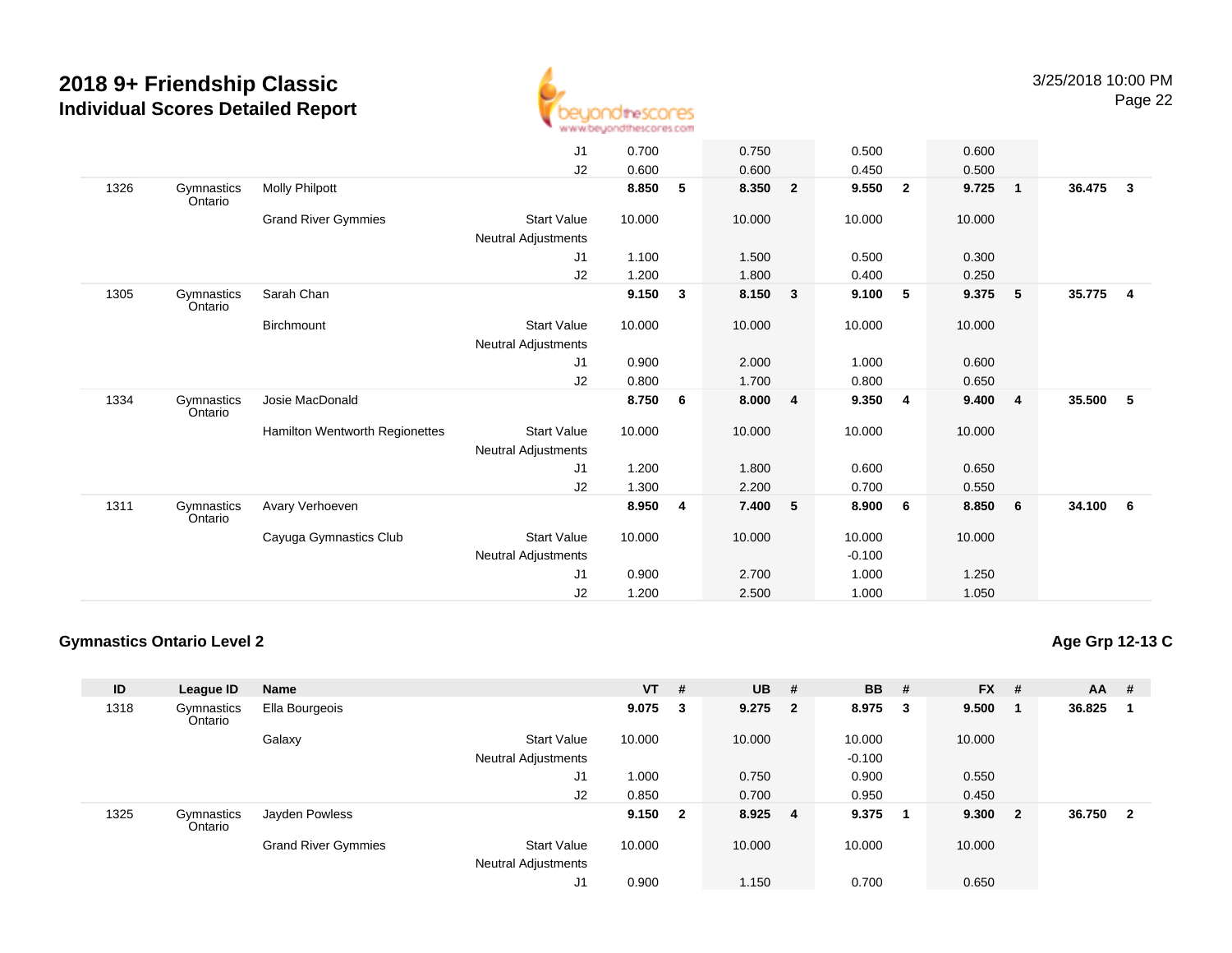# 2018 9+ Friendship Classic
## Individual Scores Detailed Report

| ID | League ID | Name | | VT | # | UB | # | BB | # | FX | # | AA | # |
|---|---|---|---|---|---|---|---|---|---|---|---|---|---|
| | | | J1 | 0.700 | | 0.750 | | 0.500 | | 0.600 | | | |
| | | | J2 | 0.600 | | 0.600 | | 0.450 | | 0.500 | | | |
| 1326 | Gymnastics Ontario | Molly Philpott | | **8.850** | **5** | **8.350** | **2** | **9.550** | **2** | **9.725** | **1** | **36.475** | **3** |
| | | Grand River Gymmies | Start Value | 10.000 | | 10.000 | | 10.000 | | 10.000 | | | |
| | | | Neutral Adjustments | | | | | | | | | | |
| | | | J1 | 1.100 | | 1.500 | | 0.500 | | 0.300 | | | |
| | | | J2 | 1.200 | | 1.800 | | 0.400 | | 0.250 | | | |
| 1305 | Gymnastics Ontario | Sarah Chan | | **9.150** | **3** | **8.150** | **3** | **9.100** | **5** | **9.375** | **5** | **35.775** | **4** |
| | | Birchmount | Start Value | 10.000 | | 10.000 | | 10.000 | | 10.000 | | | |
| | | | Neutral Adjustments | | | | | | | | | | |
| | | | J1 | 0.900 | | 2.000 | | 1.000 | | 0.600 | | | |
| | | | J2 | 0.800 | | 1.700 | | 0.800 | | 0.650 | | | |
| 1334 | Gymnastics Ontario | Josie MacDonald | | **8.750** | **6** | **8.000** | **4** | **9.350** | **4** | **9.400** | **4** | **35.500** | **5** |
| | | Hamilton Wentworth Regionettes | Start Value | 10.000 | | 10.000 | | 10.000 | | 10.000 | | | |
| | | | Neutral Adjustments | | | | | | | | | | |
| | | | J1 | 1.200 | | 1.800 | | 0.600 | | 0.650 | | | |
| | | | J2 | 1.300 | | 2.200 | | 0.700 | | 0.550 | | | |
| 1311 | Gymnastics Ontario | Avary Verhoeven | | **8.950** | **4** | **7.400** | **5** | **8.900** | **6** | **8.850** | **6** | **34.100** | **6** |
| | | Cayuga Gymnastics Club | Start Value | 10.000 | | 10.000 | | 10.000 | | 10.000 | | | |
| | | | Neutral Adjustments | | | | | -0.100 | | | | | |
| | | | J1 | 0.900 | | 2.700 | | 1.000 | | 1.250 | | | |
| | | | J2 | 1.200 | | 2.500 | | 1.000 | | 1.050 | | | |

### Gymnastics Ontario Level 2

**Age Grp 12-13 C**

| ID | League ID | Name | | VT | # | UB | # | BB | # | FX | # | AA | # |
|---|---|---|---|---|---|---|---|---|---|---|---|---|---|
| 1318 | Gymnastics Ontario | Ella Bourgeois | | **9.075** | **3** | **9.275** | **2** | **8.975** | **3** | **9.500** | **1** | **36.825** | **1** |
| | | Galaxy | Start Value | 10.000 | | 10.000 | | 10.000 | | 10.000 | | | |
| | | | Neutral Adjustments | | | | | -0.100 | | | | | |
| | | | J1 | 1.000 | | 0.750 | | 0.900 | | 0.550 | | | |
| | | | J2 | 0.850 | | 0.700 | | 0.950 | | 0.450 | | | |
| 1325 | Gymnastics Ontario | Jayden Powless | | **9.150** | **2** | **8.925** | **4** | **9.375** | **1** | **9.300** | **2** | **36.750** | **2** |
| | | Grand River Gymmies | Start Value | 10.000 | | 10.000 | | 10.000 | | 10.000 | | | |
| | | | Neutral Adjustments | | | | | | | | | | |
| | | | J1 | 0.900 | | 1.150 | | 0.700 | | 0.650 | | | |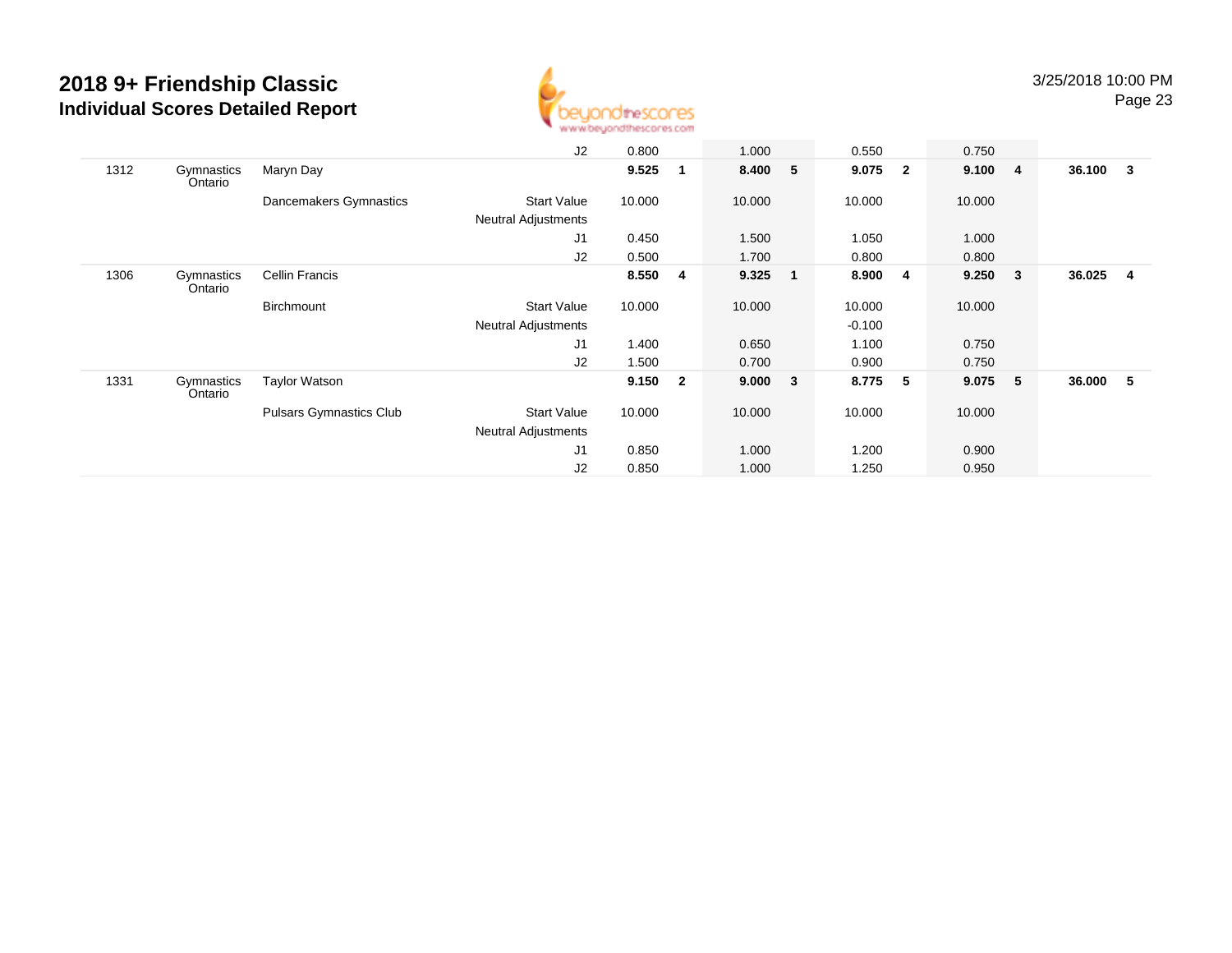# 2018 9+ Friendship Classic

## Individual Scores Detailed Report

3/25/2018 10:00 PM

| | | | | | | | | | | | | | |
|---|---|---|---|---|---|---|---|---|---|---|---|---|---|
| | | | J2 | 0.800 | | 1.000 | | 0.550 | | 0.750 | | | |
| 1312 | Gymnastics Ontario | Maryn Day | | **9.525** | **1** | **8.400** | **5** | **9.075** | **2** | **9.100** | **4** | **36.100** | **3** |
| | | Dancemakers Gymnastics | Start Value | 10.000 | | 10.000 | | 10.000 | | 10.000 | | | |
| | | | Neutral Adjustments | | | | | | | | | | |
| | | | J1 | 0.450 | | 1.500 | | 1.050 | | 1.000 | | | |
| | | | J2 | 0.500 | | 1.700 | | 0.800 | | 0.800 | | | |
| 1306 | Gymnastics Ontario | Cellin Francis | | **8.550** | **4** | **9.325** | **1** | **8.900** | **4** | **9.250** | **3** | **36.025** | **4** |
| | | Birchmount | Start Value | 10.000 | | 10.000 | | 10.000 | | 10.000 | | | |
| | | | Neutral Adjustments | | | | | -0.100 | | | | | |
| | | | J1 | 1.400 | | 0.650 | | 1.100 | | 0.750 | | | |
| | | | J2 | 1.500 | | 0.700 | | 0.900 | | 0.750 | | | |
| 1331 | Gymnastics Ontario | Taylor Watson | | **9.150** | **2** | **9.000** | **3** | **8.775** | **5** | **9.075** | **5** | **36.000** | **5** |
| | | Pulsars Gymnastics Club | Start Value | 10.000 | | 10.000 | | 10.000 | | 10.000 | | | |
| | | | Neutral Adjustments | | | | | | | | | | |
| | | | J1 | 0.850 | | 1.000 | | 1.200 | | 0.900 | | | |
| | | | J2 | 0.850 | | 1.000 | | 1.250 | | 0.950 | | | |